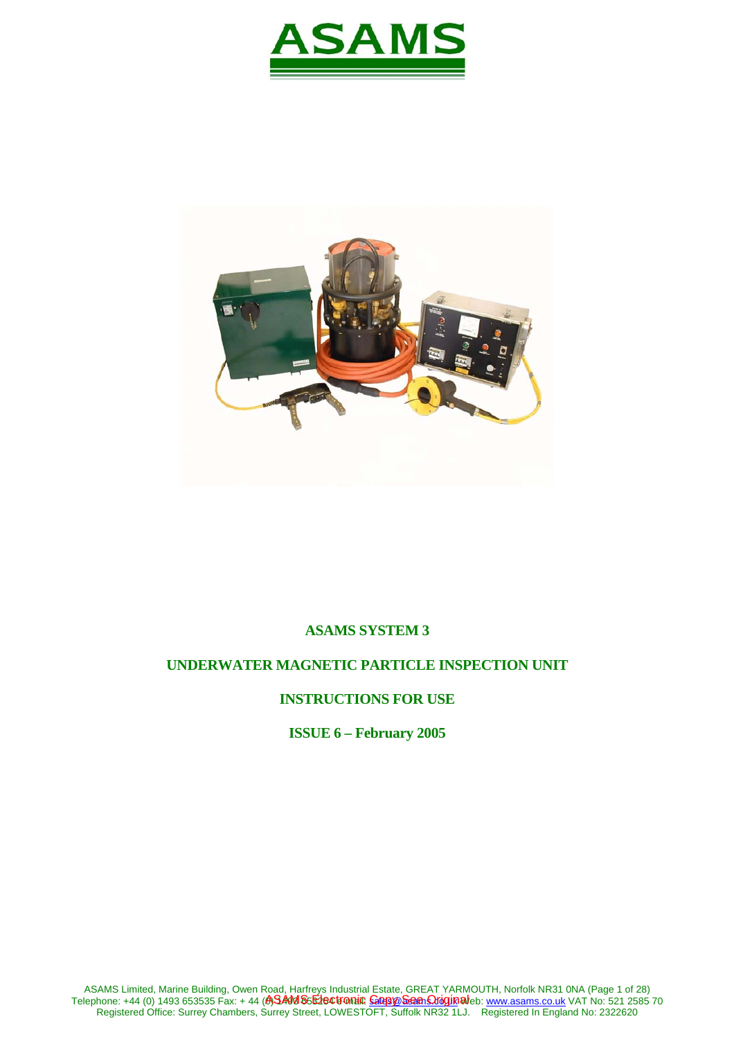# ASAMS

**ASAMS SYSTEM 3**

**UNDERWATER MAGNETIC PARTICLE INSPECTION UNIT**

**INSTRUCTIONS FOR USE**

**ISSUE 6 – February 2005**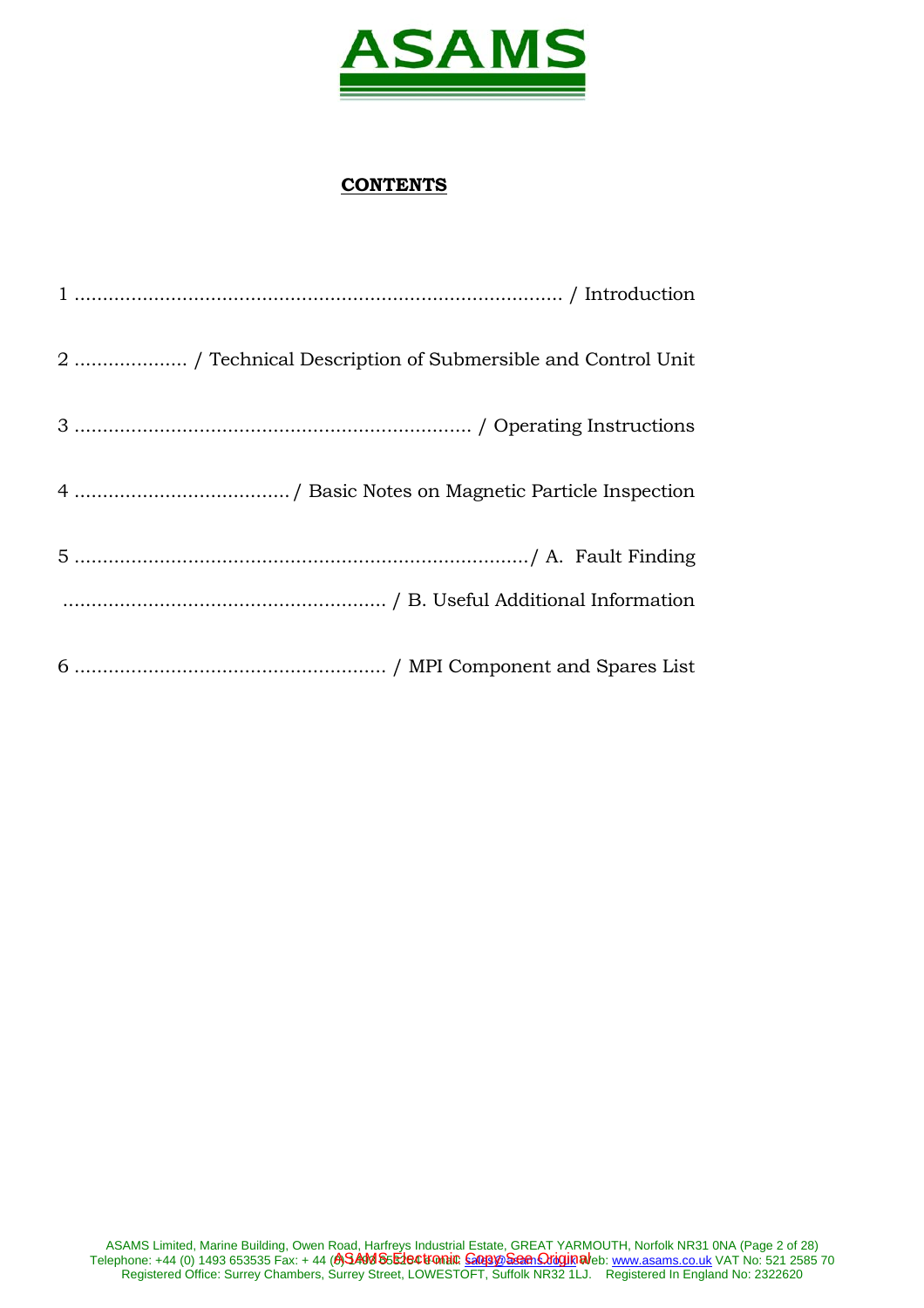ASAMS

## CONTENTS

1 ..................................................................................... / Introduction

2 ................... / Technical Description of Submersible and Control Unit

3 ..................................................................... / Operating Instructions

4 ......................................./ Basic Notes on Magnetic Particle Inspection

5 ................................................................................/ A. Fault Finding

........................................................ / B. Useful Additional Information

6 ...................................................... / MPI Component and Spares List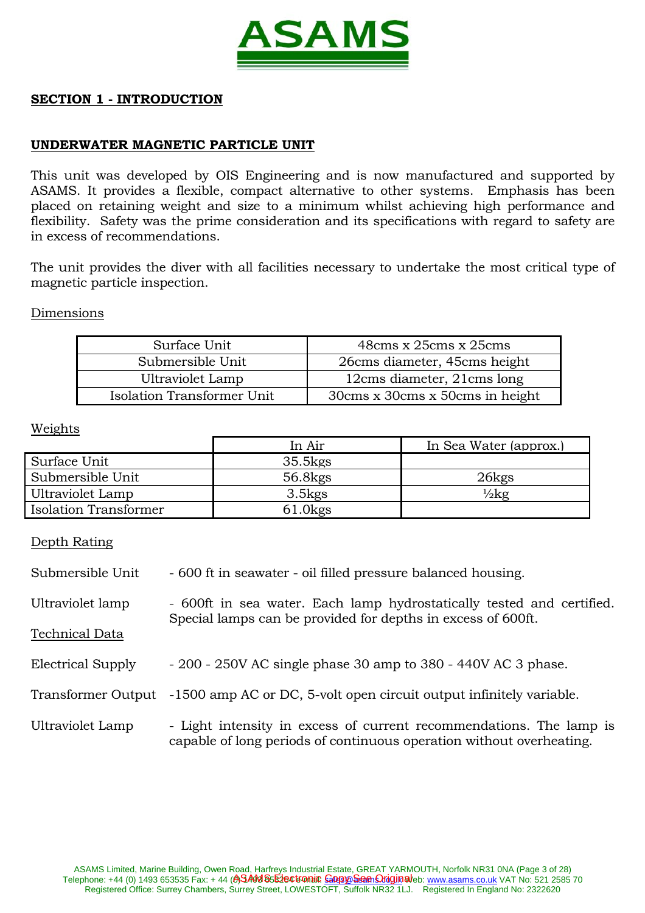## SECTION 1 - INTRODUCTION

### UNDERWATER MAGNETIC PARTICLE UNIT

This unit was developed by OIS Engineering and is now manufactured and supported by ASAMS. It provides a flexible, compact alternative to other systems. Emphasis has been placed on retaining weight and size to a minimum whilst achieving high performance and flexibility. Safety was the prime consideration and its specifications with regard to safety are in excess of recommendations.

The unit provides the diver with all facilities necessary to undertake the most critical type of magnetic particle inspection.

Dimensions

| Surface Unit | 48cms x 25cms x 25cms |
|---|---|
| Submersible Unit | 26cms diameter, 45cms height |
| Ultraviolet Lamp | 12cms diameter, 21cms long |
| Isolation Transformer Unit | 30cms x 30cms x 50cms in height |

Weights

| | In Air | In Sea Water (approx.) |
|---|---|---|
| Surface Unit | 35.5kgs | |
| Submersible Unit | 56.8kgs | 26kgs |
| Ultraviolet Lamp | 3.5kgs | ½kg |
| Isolation Transformer | 61.0kgs | |

Depth Rating

Submersible Unit - 600 ft in seawater - oil filled pressure balanced housing.

Ultraviolet lamp - 600ft in sea water. Each lamp hydrostatically tested and certified. Special lamps can be provided for depths in excess of 600ft.

Technical Data

Electrical Supply - 200 - 250V AC single phase 30 amp to 380 - 440V AC 3 phase.

Transformer Output -1500 amp AC or DC, 5-volt open circuit output infinitely variable.

Ultraviolet Lamp - Light intensity in excess of current recommendations. The lamp is capable of long periods of continuous operation without overheating.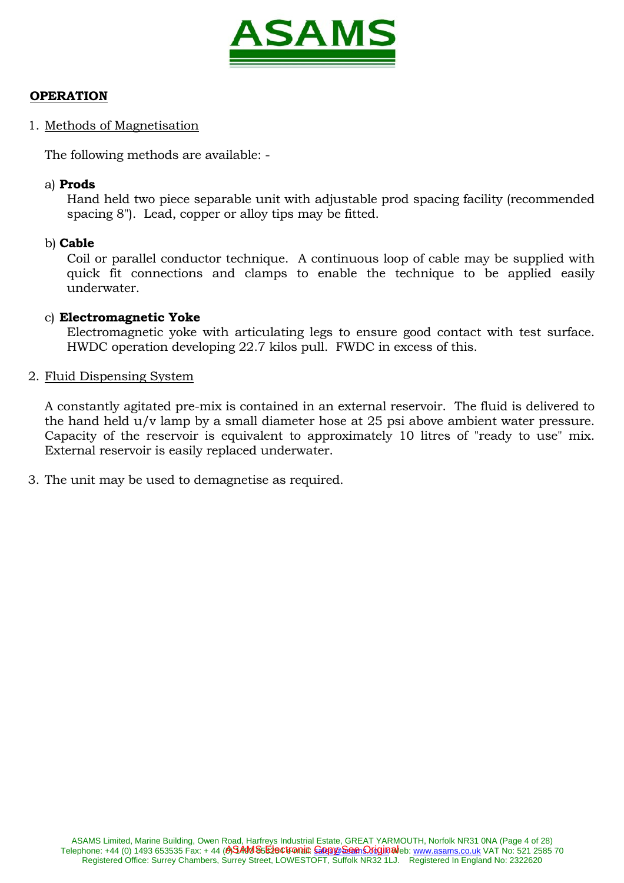## OPERATION

1. Methods of Magnetisation

   The following methods are available: -

   a) **Prods**
   Hand held two piece separable unit with adjustable prod spacing facility (recommended spacing 8"). Lead, copper or alloy tips may be fitted.

   b) **Cable**
   Coil or parallel conductor technique. A continuous loop of cable may be supplied with quick fit connections and clamps to enable the technique to be applied easily underwater.

   c) **Electromagnetic Yoke**
   Electromagnetic yoke with articulating legs to ensure good contact with test surface. HWDC operation developing 22.7 kilos pull. FWDC in excess of this.

2. Fluid Dispensing System

   A constantly agitated pre-mix is contained in an external reservoir. The fluid is delivered to the hand held u/v lamp by a small diameter hose at 25 psi above ambient water pressure. Capacity of the reservoir is equivalent to approximately 10 litres of "ready to use" mix. External reservoir is easily replaced underwater.

3. The unit may be used to demagnetise as required.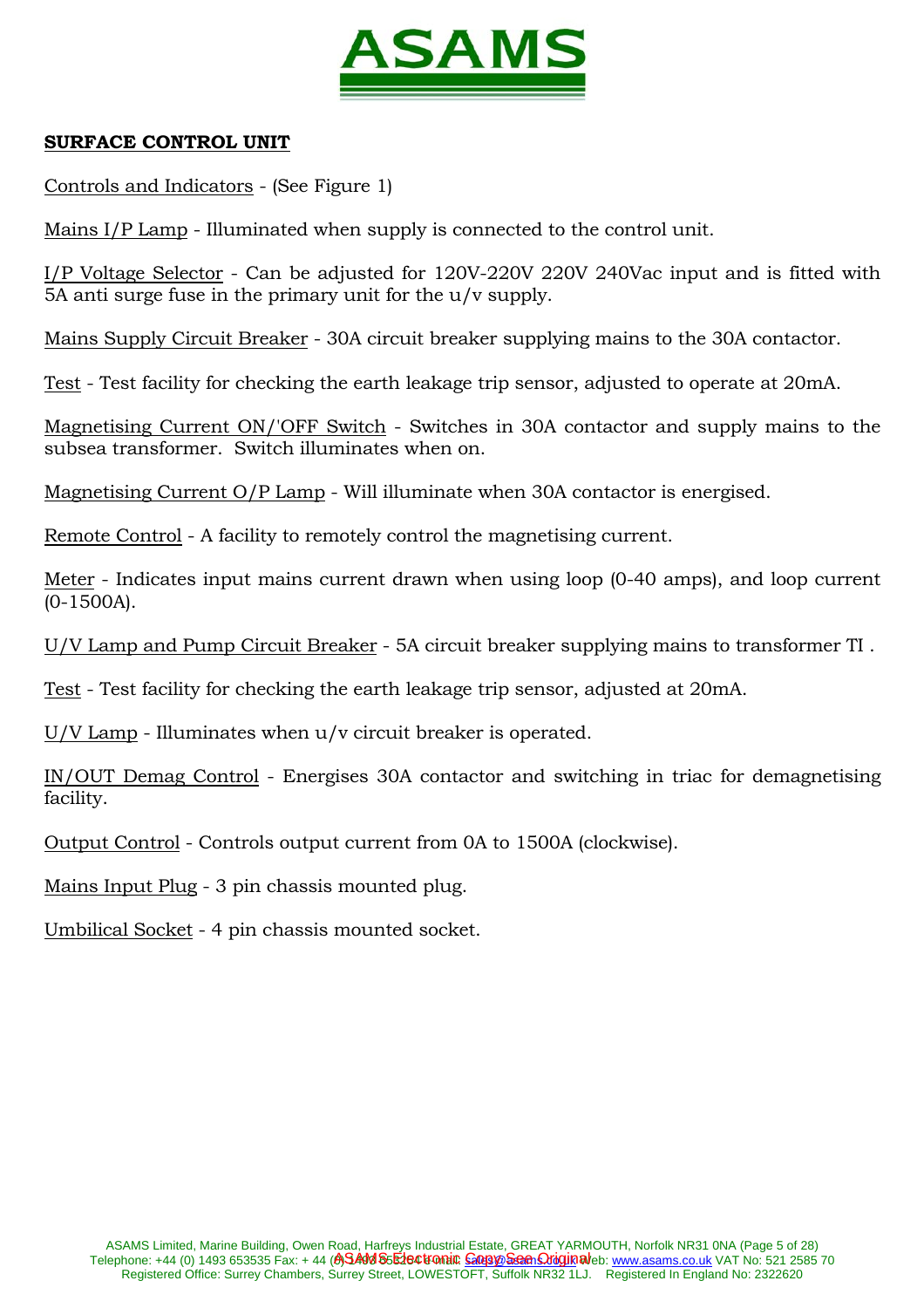**SURFACE CONTROL UNIT**

Controls and Indicators - (See Figure 1)

Mains I/P Lamp - Illuminated when supply is connected to the control unit.

I/P Voltage Selector - Can be adjusted for 120V-220V 220V 240Vac input and is fitted with 5A anti surge fuse in the primary unit for the u/v supply.

Mains Supply Circuit Breaker - 30A circuit breaker supplying mains to the 30A contactor.

Test - Test facility for checking the earth leakage trip sensor, adjusted to operate at 20mA.

Magnetising Current ON/'OFF Switch - Switches in 30A contactor and supply mains to the subsea transformer. Switch illuminates when on.

Magnetising Current O/P Lamp - Will illuminate when 30A contactor is energised.

Remote Control - A facility to remotely control the magnetising current.

Meter - Indicates input mains current drawn when using loop (0-40 amps), and loop current (0-1500A).

U/V Lamp and Pump Circuit Breaker - 5A circuit breaker supplying mains to transformer TI .

Test - Test facility for checking the earth leakage trip sensor, adjusted at 20mA.

U/V Lamp - Illuminates when u/v circuit breaker is operated.

IN/OUT Demag Control - Energises 30A contactor and switching in triac for demagnetising facility.

Output Control - Controls output current from 0A to 1500A (clockwise).

Mains Input Plug - 3 pin chassis mounted plug.

Umbilical Socket - 4 pin chassis mounted socket.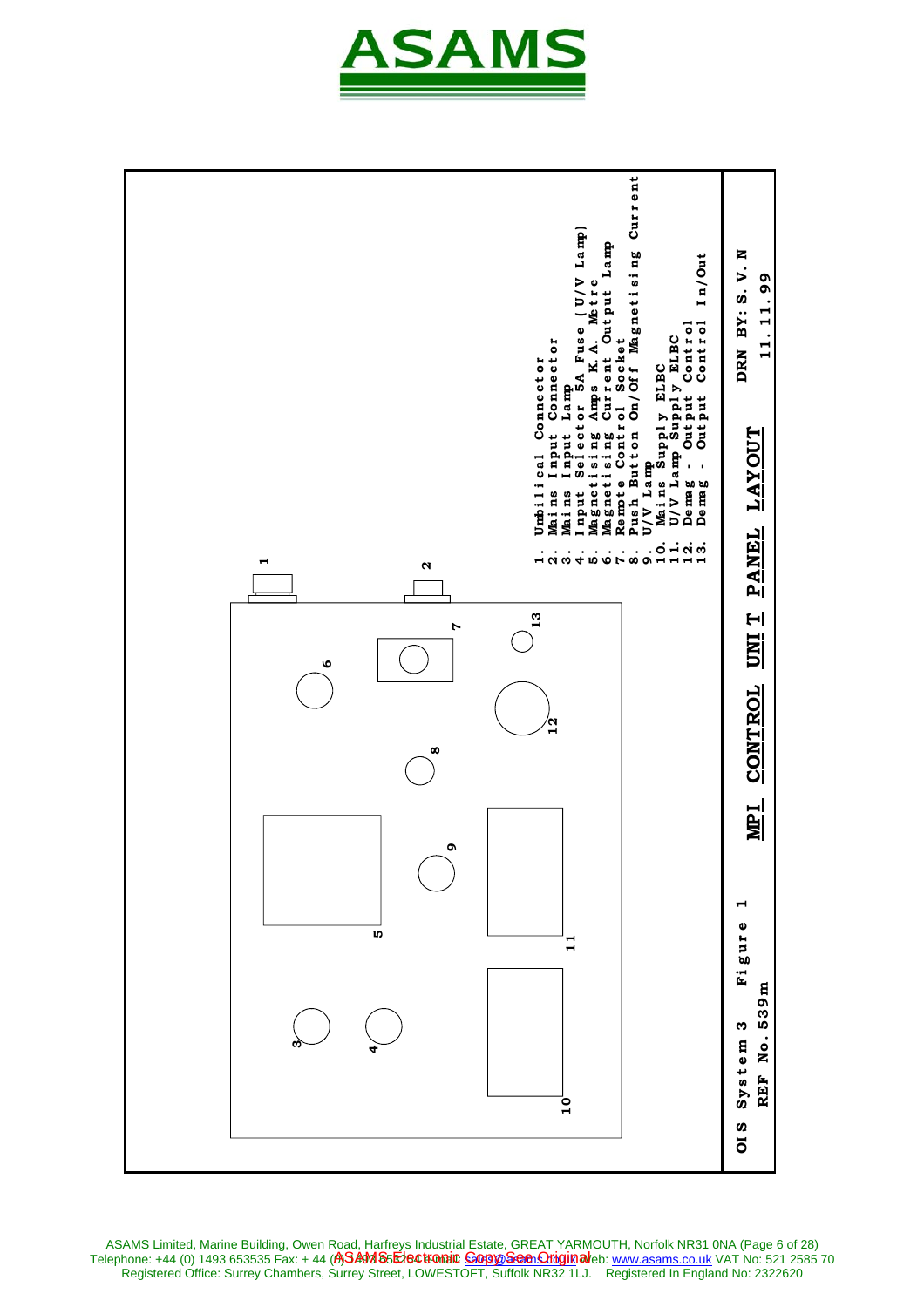ASAMS

1. Umbilical Connector
2. Mains Input Connector
3. Mains Input Lamp
4. Input Selector 5A Fuse (U/V Lamp)
5. Magnetising Amps K.A. Metre
6. Magnetising Current Output Lamp
7. Remote Control Socket
8. Push Button On/Off Magnetising Current
9. U/V Lamp
10. Mains Supply ELBC
11. U/V Lamp Supply ELBC
12. Demag - Output Control
13. Demag - Output Control In/Out

**MPI CONTROL UNIT PANEL LAYOUT**

OIS System 3 Figure 1
REF No. 539m

DRN BY: S. V. N
11.11.99

ASAMS Limited, Marine Building, Owen Road, Harfreys Industrial Estate, GREAT YARMOUTH, Norfolk NR31 0NA
Telephone: +44 (0) 1493 653535 Fax: + 44 (0) 1493 652187 e-mail: sales@asams.co.uk Web: www.asams.co.uk VAT No: 521 2585 70
Registered Office: Surrey Chambers, Surrey Street, LOWESTOFT, Suffolk NR32 1LJ. Registered In England No: 2322620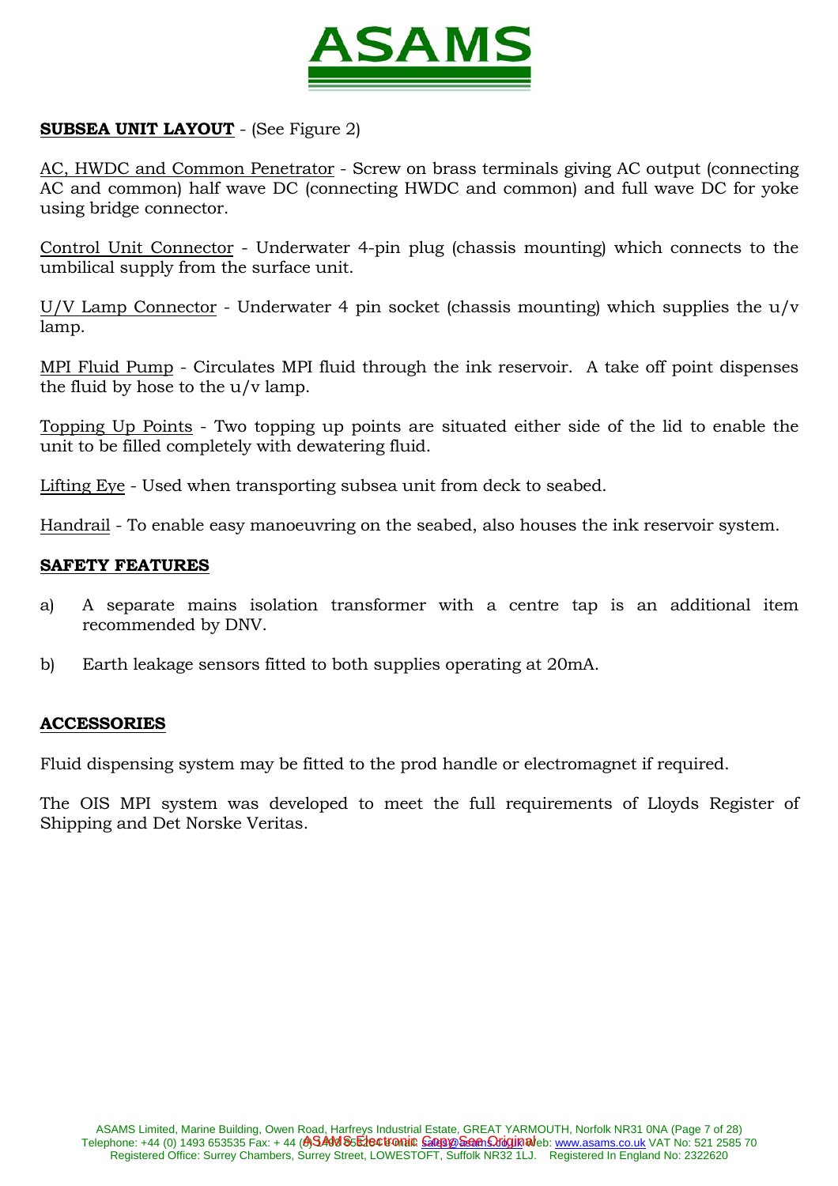**SUBSEA UNIT LAYOUT** - (See Figure 2)

AC, HWDC and Common Penetrator - Screw on brass terminals giving AC output (connecting AC and common) half wave DC (connecting HWDC and common) and full wave DC for yoke using bridge connector.

Control Unit Connector - Underwater 4-pin plug (chassis mounting) which connects to the umbilical supply from the surface unit.

U/V Lamp Connector - Underwater 4 pin socket (chassis mounting) which supplies the u/v lamp.

MPI Fluid Pump - Circulates MPI fluid through the ink reservoir. A take off point dispenses the fluid by hose to the u/v lamp.

Topping Up Points - Two topping up points are situated either side of the lid to enable the unit to be filled completely with dewatering fluid.

Lifting Eye - Used when transporting subsea unit from deck to seabed.

Handrail - To enable easy manoeuvring on the seabed, also houses the ink reservoir system.

**SAFETY FEATURES**

a) A separate mains isolation transformer with a centre tap is an additional item recommended by DNV.

b) Earth leakage sensors fitted to both supplies operating at 20mA.

**ACCESSORIES**

Fluid dispensing system may be fitted to the prod handle or electromagnet if required.

The OIS MPI system was developed to meet the full requirements of Lloyds Register of Shipping and Det Norske Veritas.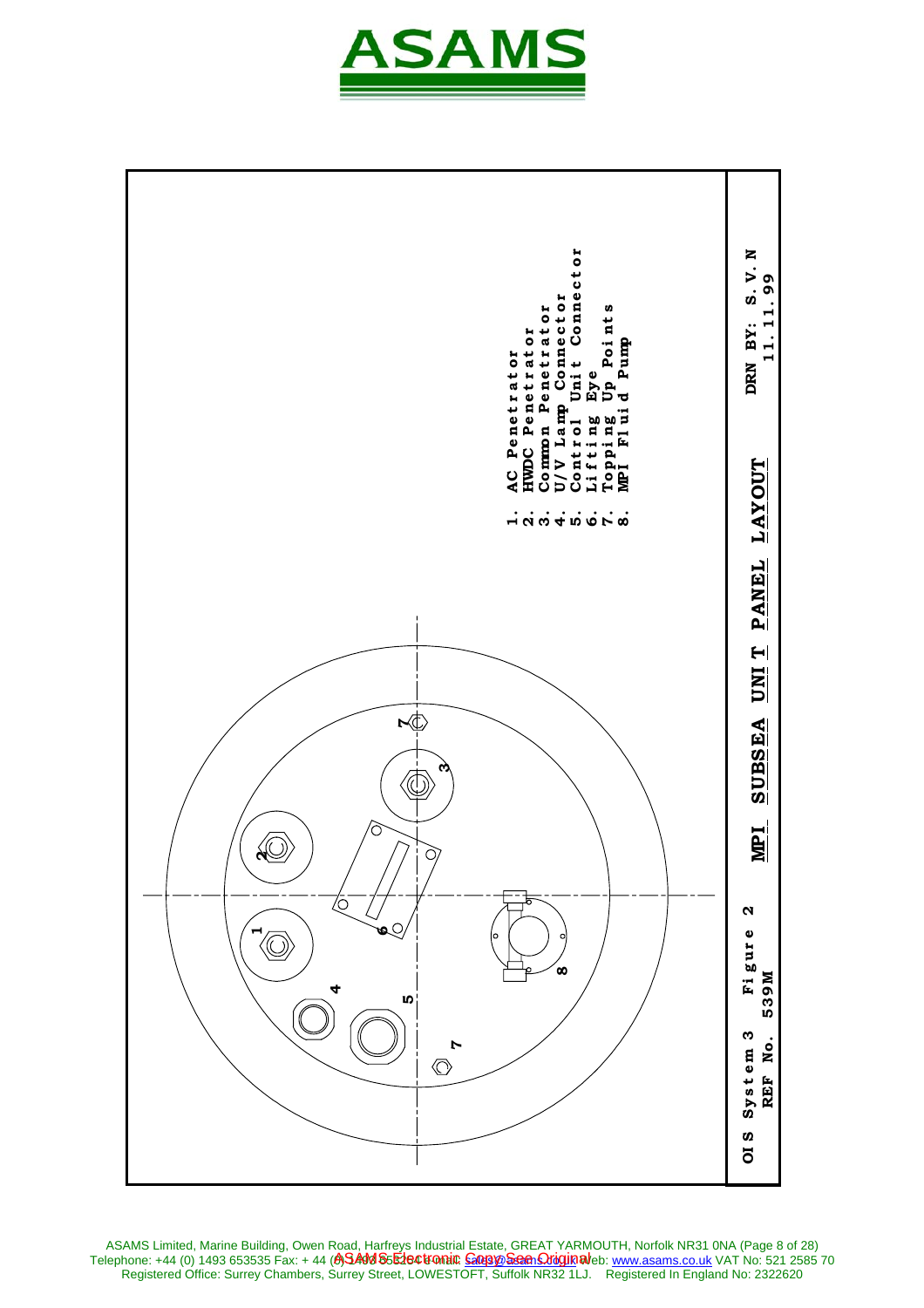1. AC Penetrator
2. HWDC Penetrator
3. Common Penetrator
4. U/V Lamp Connector
5. Control Unit Connector
6. Lifting Eye
7. Topping Up Points
8. MPI Fluid Pump

OIS System 3 Figure 2 **MPI SUBSEA UNIT PANEL LAYOUT** DRN BY: S.V.N

REF No. 539M 11.11.99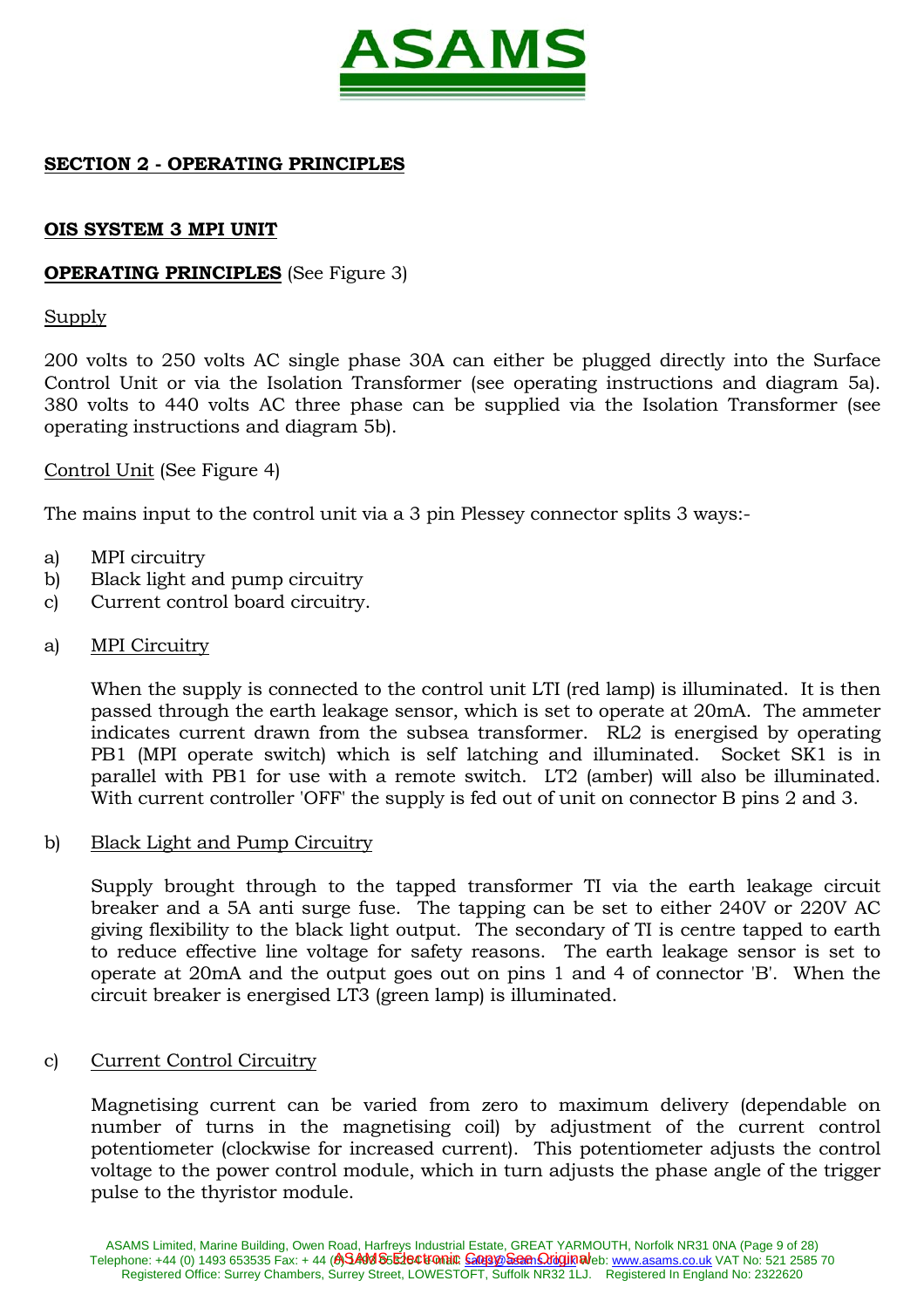**SECTION 2 - OPERATING PRINCIPLES**

**OIS SYSTEM 3 MPI UNIT**

**OPERATING PRINCIPLES** (See Figure 3)

Supply

200 volts to 250 volts AC single phase 30A can either be plugged directly into the Surface Control Unit or via the Isolation Transformer (see operating instructions and diagram 5a). 380 volts to 440 volts AC three phase can be supplied via the Isolation Transformer (see operating instructions and diagram 5b).

Control Unit (See Figure 4)

The mains input to the control unit via a 3 pin Plessey connector splits 3 ways:-

a) MPI circuitry
b) Black light and pump circuitry
c) Current control board circuitry.

a) MPI Circuitry

When the supply is connected to the control unit LTI (red lamp) is illuminated. It is then passed through the earth leakage sensor, which is set to operate at 20mA. The ammeter indicates current drawn from the subsea transformer. RL2 is energised by operating PB1 (MPI operate switch) which is self latching and illuminated. Socket SK1 is in parallel with PB1 for use with a remote switch. LT2 (amber) will also be illuminated. With current controller 'OFF' the supply is fed out of unit on connector B pins 2 and 3.

b) Black Light and Pump Circuitry

Supply brought through to the tapped transformer TI via the earth leakage circuit breaker and a 5A anti surge fuse. The tapping can be set to either 240V or 220V AC giving flexibility to the black light output. The secondary of TI is centre tapped to earth to reduce effective line voltage for safety reasons. The earth leakage sensor is set to operate at 20mA and the output goes out on pins 1 and 4 of connector 'B'. When the circuit breaker is energised LT3 (green lamp) is illuminated.

c) Current Control Circuitry

Magnetising current can be varied from zero to maximum delivery (dependable on number of turns in the magnetising coil) by adjustment of the current control potentiometer (clockwise for increased current). This potentiometer adjusts the control voltage to the power control module, which in turn adjusts the phase angle of the trigger pulse to the thyristor module.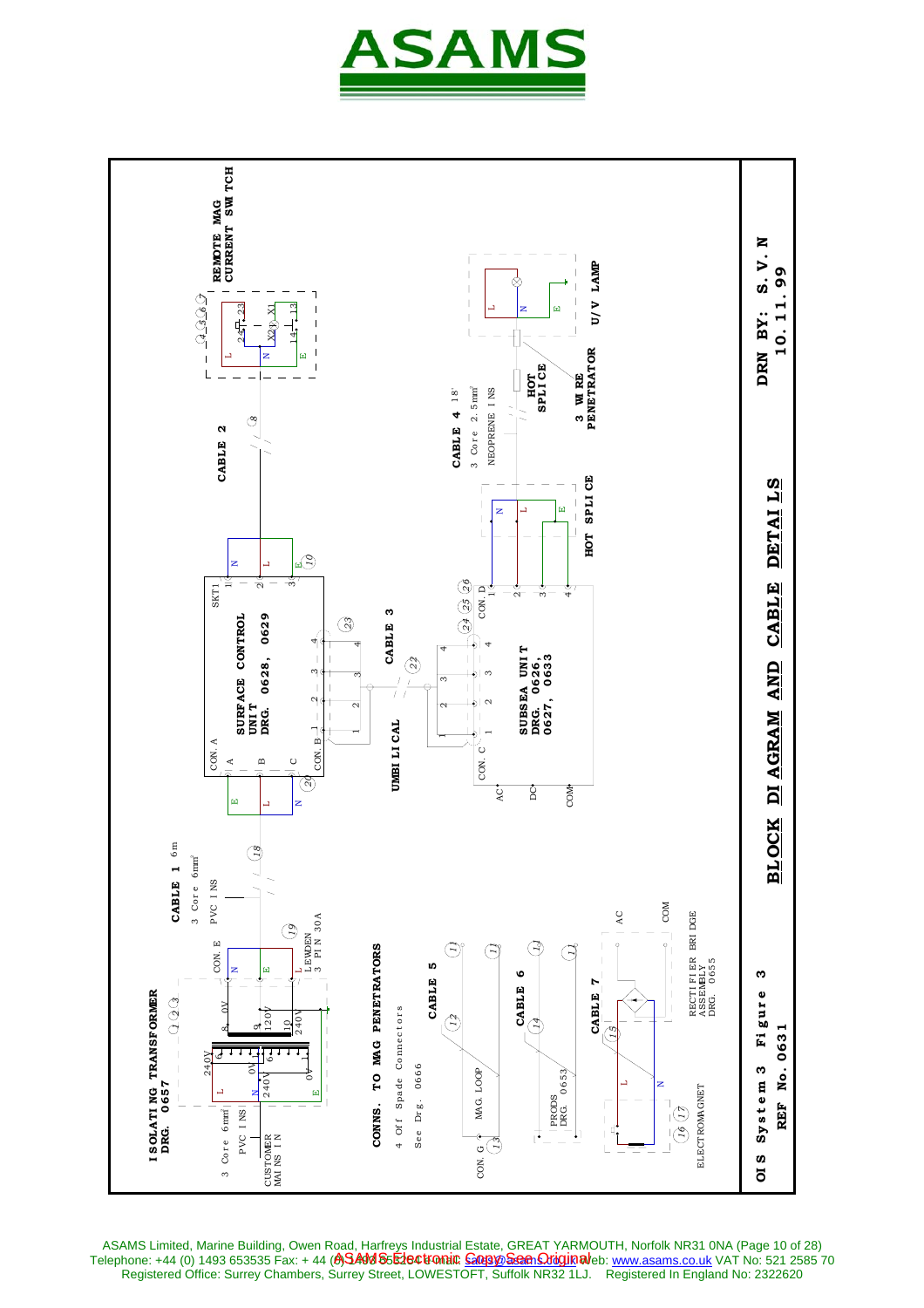# ASAMS

**BLOCK DIAGRAM AND CABLE DETAILS**

**OIS System 3 Figure 3**
**REF No. 0631**

**DRN BY: S.V.N**
**10.11.99**

**ISOLATING TRANSFORMER DRG. 0657** (1)(2)(3)

3 Core 6mm² PVC INS — CUSTOMER MAINS IN

L, N, E — 240V, 0V, 240V, 0V — 6, 7, 8, 9, 10, 11 — 0V, 120V, 240V

CON. E — N, E, L — LEWDEN 3 PIN 30A (19)

**CABLE 1** 6m — 3 Core 6mm² PVC INS (18)

**SURFACE CONTROL UNIT DRG. 0628, 0629**

CON. A — A, B, C — E, L, N (20)

SKT1 — 1, 2, 3 — N, L, E (10)

CON. B — 1, 2, 3, 4 (23)

**CABLE 2** (8)

**REMOTE MAG CURRENT SWITCH** (4)(5)(6)(7) — L, N, E — 23, 24, X1, X2, 13, 14

**UMBILICAL** — **CABLE 3** (22)

**SUBSEA UNIT DRG. 0626, 0627, 0633**

CON. C — 1, 2, 3, 4 — AC, DC, COM

CON. D — 1, 2, 3, 4 (24)(25)(26)

**HOT SPLICE** — N, L, E

**CABLE 4** 18' — 3 Core 2.5mm² NEOPRENE INS

**HOT SPLICE**

**3 WIRE PENETRATOR**

**U/V LAMP** — L, N, E

**CONNS. TO MAG PENETRATORS**

4 Off Spade Connectors
See Drg. 0666

**CABLE 5** (12) (11) (11) — MAG. LOOP — CON. G (13)

**CABLE 6** (14) (11) (11) — PRODS DRG. 0653

**CABLE 7** (15) — L, N — ELECTROMAGNET (16)(17)

RECTIFIER BRIDGE ASSEMBLY DRG. 0655 — AC, COM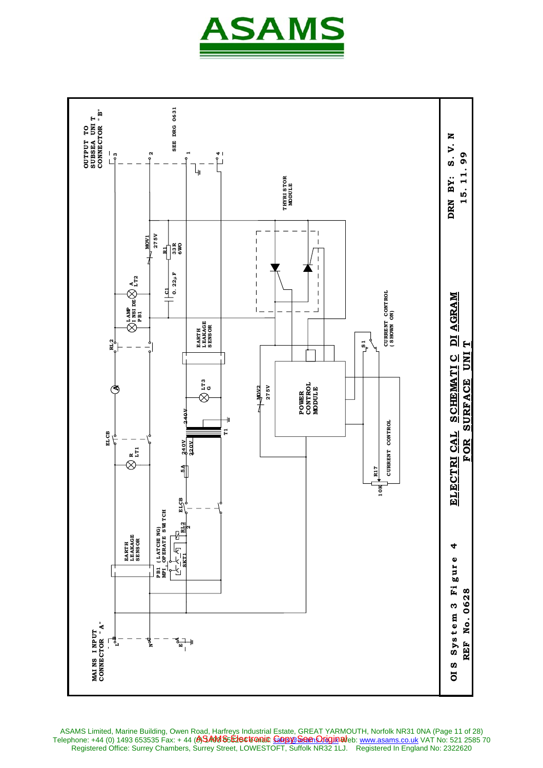**ELECTRICAL SCHEMATIC DIAGRAM FOR SURFACE UNIT**

OIS System 3 Figure 4

REF No. 0628

DRN BY: S. V. N 15.11.99

MAINS INPUT CONNECTOR "A"

OUTPUT TO SUBSEA UNIT CONNECTOR "B"

SEE DRG 0631

EARTH LEAKAGE SENSOR

PB1 (LATCHING) OPERATE SWITCH MP1

SKT1

RL2

ELCB

R LT1

5A

240V 220V

T1

240V

LT3 G

MOV2 275V

POWER CONTROL MODULE

R17 10K CURRENT CONTROL

S1 CURRENT CONTROL (SHOWN ON)

EARTH LEAKAGE SENSOR

LAMP INSIDE PB1

A LT2

C1 0.22µF

R1 33R 6W0

MOV1 275V

THYRISTOR MODULE

L N E

1 2 3 4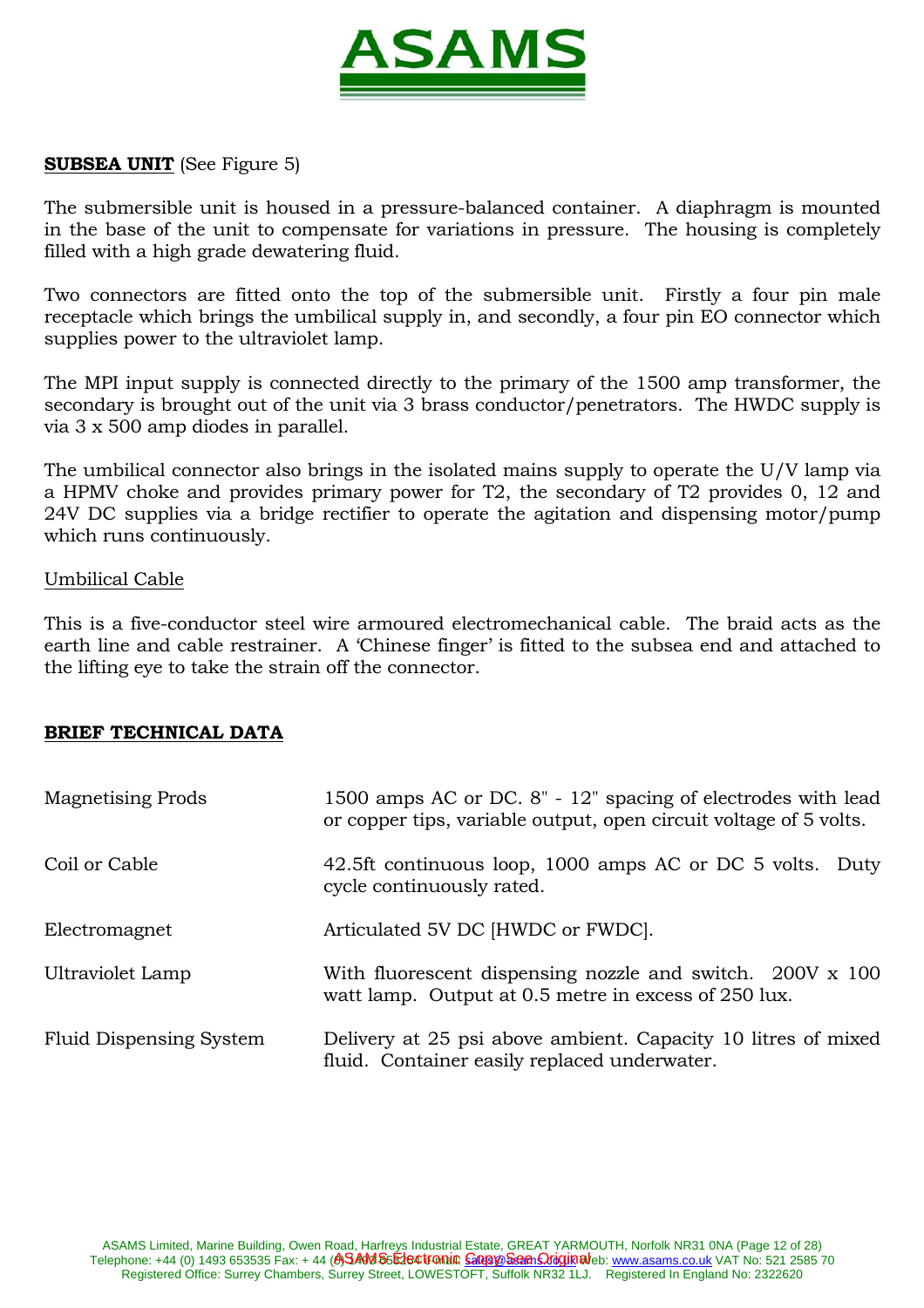**SUBSEA UNIT** (See Figure 5)

The submersible unit is housed in a pressure-balanced container. A diaphragm is mounted in the base of the unit to compensate for variations in pressure. The housing is completely filled with a high grade dewatering fluid.

Two connectors are fitted onto the top of the submersible unit. Firstly a four pin male receptacle which brings the umbilical supply in, and secondly, a four pin EO connector which supplies power to the ultraviolet lamp.

The MPI input supply is connected directly to the primary of the 1500 amp transformer, the secondary is brought out of the unit via 3 brass conductor/penetrators. The HWDC supply is via 3 x 500 amp diodes in parallel.

The umbilical connector also brings in the isolated mains supply to operate the U/V lamp via a HPMV choke and provides primary power for T2, the secondary of T2 provides 0, 12 and 24V DC supplies via a bridge rectifier to operate the agitation and dispensing motor/pump which runs continuously.

Umbilical Cable

This is a five-conductor steel wire armoured electromechanical cable. The braid acts as the earth line and cable restrainer. A 'Chinese finger' is fitted to the subsea end and attached to the lifting eye to take the strain off the connector.

**BRIEF TECHNICAL DATA**

| | |
|---|---|
| Magnetising Prods | 1500 amps AC or DC. 8" - 12" spacing of electrodes with lead or copper tips, variable output, open circuit voltage of 5 volts. |
| Coil or Cable | 42.5ft continuous loop, 1000 amps AC or DC 5 volts. Duty cycle continuously rated. |
| Electromagnet | Articulated 5V DC [HWDC or FWDC]. |
| Ultraviolet Lamp | With fluorescent dispensing nozzle and switch. 200V x 100 watt lamp. Output at 0.5 metre in excess of 250 lux. |
| Fluid Dispensing System | Delivery at 25 psi above ambient. Capacity 10 litres of mixed fluid. Container easily replaced underwater. |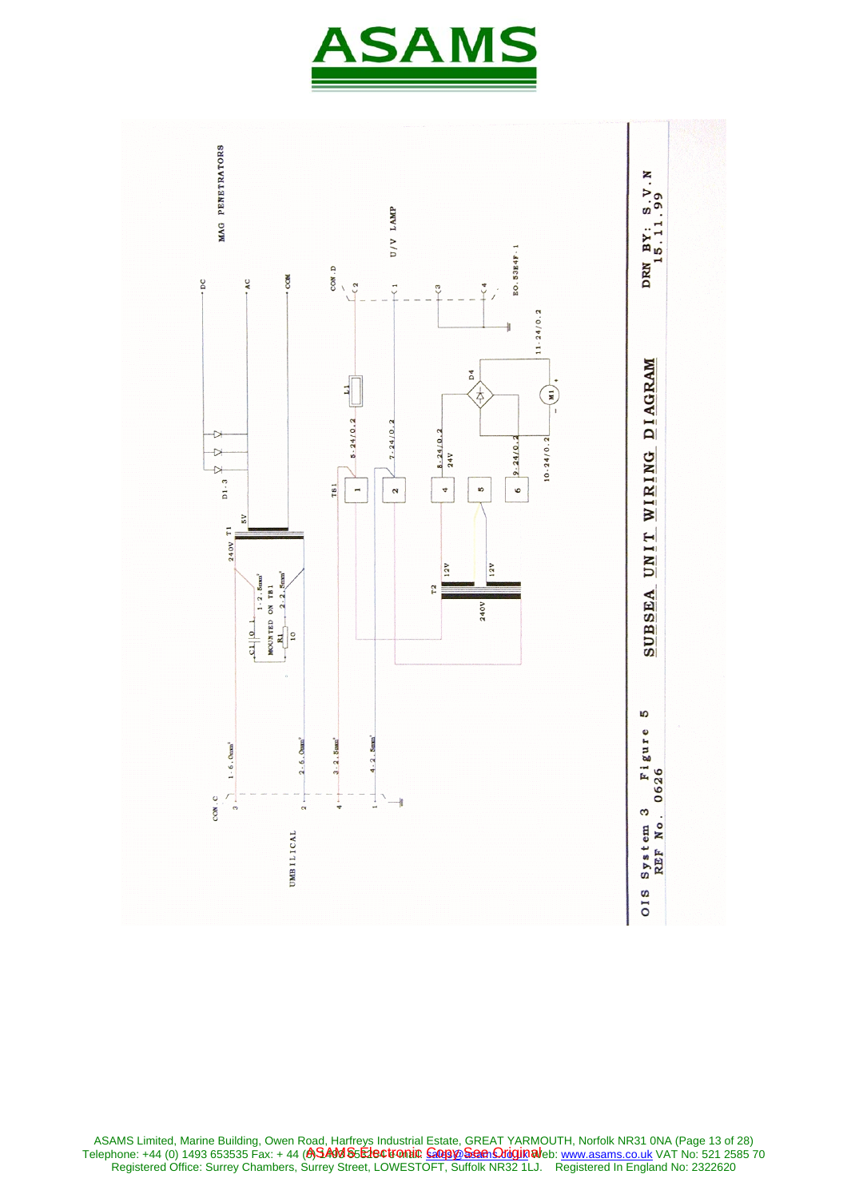# ASAMS

MAG PENETRATORS

DC

AC

COM

CON.D

C2

C1

C3

C4

EO.53E4F.1

U/V LAMP

11.24/0.2

D4

M1

L1

5.24/0.2

7.24/0.2

8.24/0.2

24V

9.24/0.2

10.24/0.2

D1.3

5V

TB1

1

2

4

5

6

240V T1

12V

12V

T2

240V

C1 10 μ

MOUNTED ON TB1

R1

10

1.2.5mm²

2.2.5mm²

CON.C

3

2

4

1

1.6.0mm²

2.6.0mm²

3.2.5mm²

4.2.5mm²

UMBILICAL

**SUBSEA UNIT WIRING DIAGRAM**

OIS System 3 Figure 5

REF No. 0626

DRN BY: S.V.N

15.11.99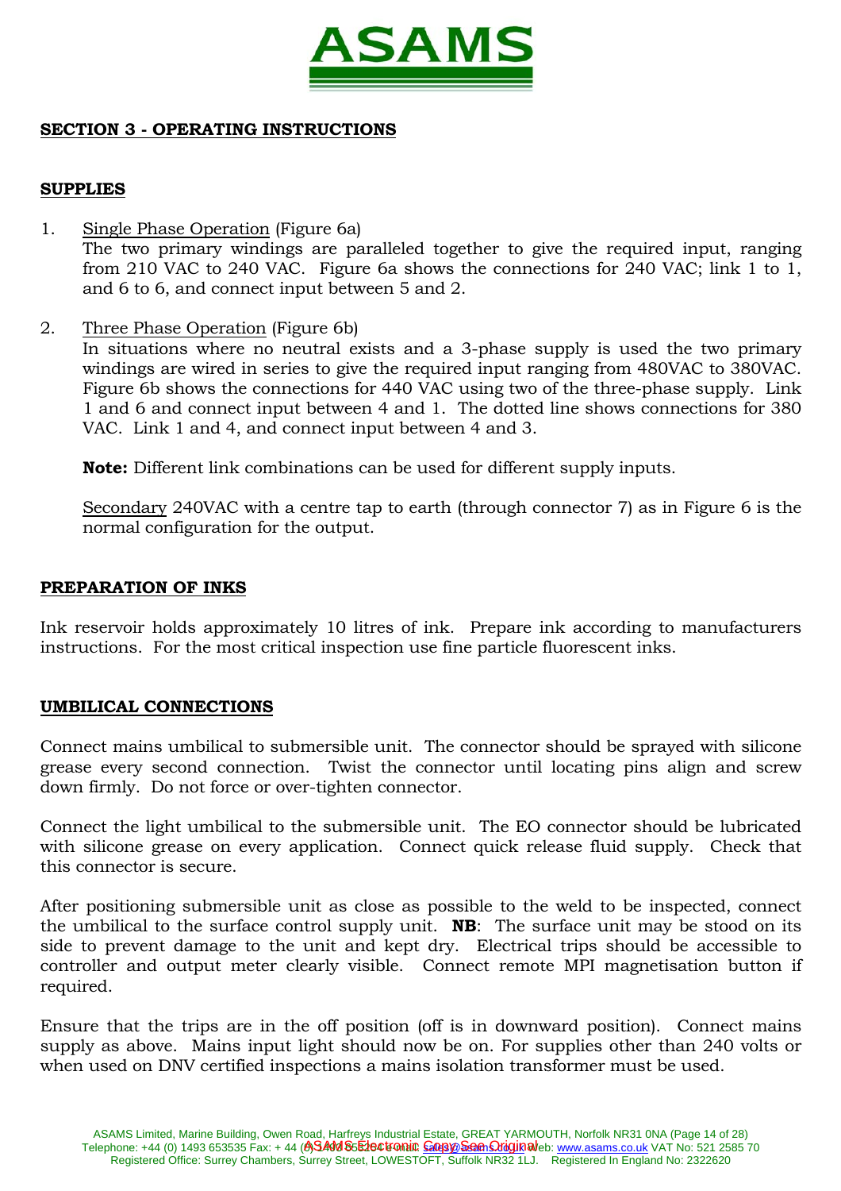## SECTION 3 - OPERATING INSTRUCTIONS

### SUPPLIES

1. Single Phase Operation (Figure 6a)
   The two primary windings are paralleled together to give the required input, ranging from 210 VAC to 240 VAC. Figure 6a shows the connections for 240 VAC; link 1 to 1, and 6 to 6, and connect input between 5 and 2.

2. Three Phase Operation (Figure 6b)
   In situations where no neutral exists and a 3-phase supply is used the two primary windings are wired in series to give the required input ranging from 480VAC to 380VAC. Figure 6b shows the connections for 440 VAC using two of the three-phase supply. Link 1 and 6 and connect input between 4 and 1. The dotted line shows connections for 380 VAC. Link 1 and 4, and connect input between 4 and 3.

   **Note:** Different link combinations can be used for different supply inputs.

   Secondary 240VAC with a centre tap to earth (through connector 7) as in Figure 6 is the normal configuration for the output.

### PREPARATION OF INKS

Ink reservoir holds approximately 10 litres of ink. Prepare ink according to manufacturers instructions. For the most critical inspection use fine particle fluorescent inks.

### UMBILICAL CONNECTIONS

Connect mains umbilical to submersible unit. The connector should be sprayed with silicone grease every second connection. Twist the connector until locating pins align and screw down firmly. Do not force or over-tighten connector.

Connect the light umbilical to the submersible unit. The EO connector should be lubricated with silicone grease on every application. Connect quick release fluid supply. Check that this connector is secure.

After positioning submersible unit as close as possible to the weld to be inspected, connect the umbilical to the surface control supply unit. **NB**: The surface unit may be stood on its side to prevent damage to the unit and kept dry. Electrical trips should be accessible to controller and output meter clearly visible. Connect remote MPI magnetisation button if required.

Ensure that the trips are in the off position (off is in downward position). Connect mains supply as above. Mains input light should now be on. For supplies other than 240 volts or when used on DNV certified inspections a mains isolation transformer must be used.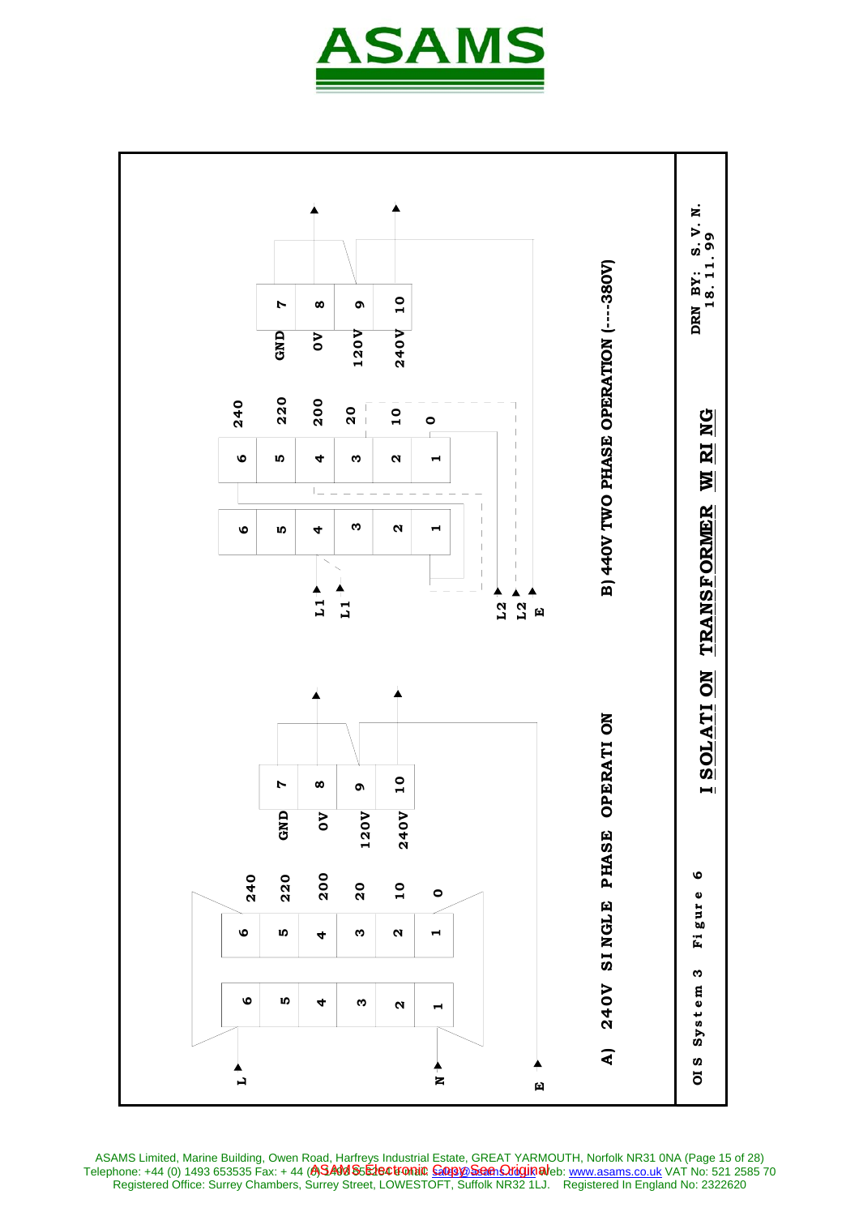# ASAMS

A) 240V SINGLE PHASE OPERATION

L, N, E

Primary terminals: 1, 2, 3, 4, 5, 6

Secondary terminals: 1 (0), 2 (10), 3 (20), 4 (200), 5 (220), 6 (240)

Output terminals: 7 (GND), 8 (0V), 9 (120V), 10 (240V)

B) 440V TWO PHASE OPERATION (---380V)

L1, L1, L2, L2, E

Primary terminals: 1, 2, 3, 4, 5, 6

Secondary terminals: 1 (0), 2 (10), 3 (20), 4 (200), 5 (220), 6 (240)

Output terminals: 7 (GND), 8 (0V), 9 (120V), 10 (240V)

OIS System 3 Figure 6

ISOLATION TRANSFORMER WIRING

DRN BY: S. V. N. 18.11.99

ASAMS Limited, Marine Building, Owen Road, Harfreys Industrial Estate, GREAT YARMOUTH, Norfolk NR31 0NA
Telephone: +44 (0) 1493 653535 Fax: +44 (0) 1493 653045 E-mail: sales@asams.co.uk Web: www.asams.co.uk VAT No: 521 2585 70
Registered Office: Surrey Chambers, Surrey Street, LOWESTOFT, Suffolk NR32 1LJ. Registered In England No: 2322620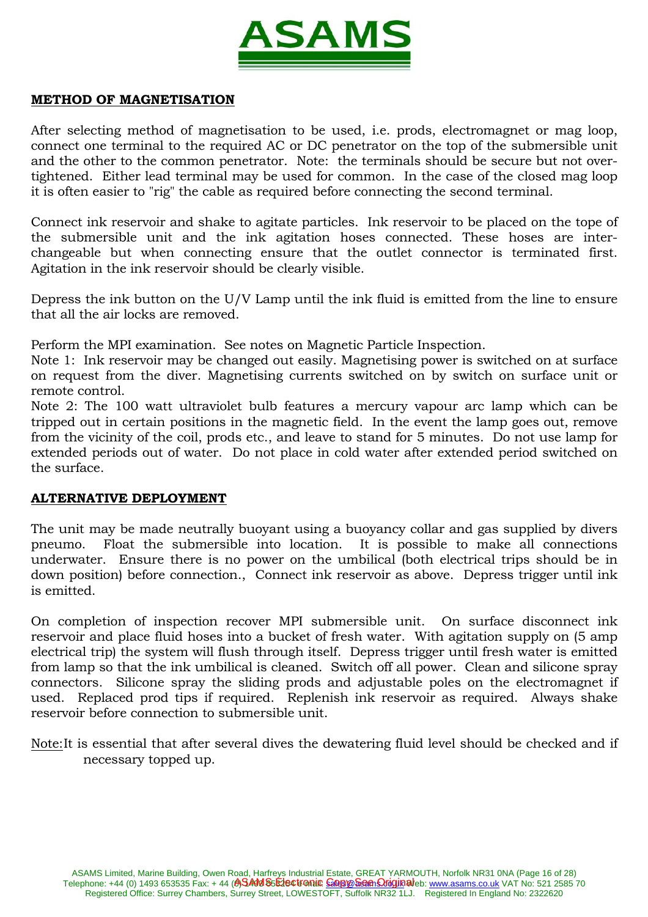## METHOD OF MAGNETISATION

After selecting method of magnetisation to be used, i.e. prods, electromagnet or mag loop, connect one terminal to the required AC or DC penetrator on the top of the submersible unit and the other to the common penetrator. Note: the terminals should be secure but not over-tightened. Either lead terminal may be used for common. In the case of the closed mag loop it is often easier to "rig" the cable as required before connecting the second terminal.

Connect ink reservoir and shake to agitate particles. Ink reservoir to be placed on the tope of the submersible unit and the ink agitation hoses connected. These hoses are inter-changeable but when connecting ensure that the outlet connector is terminated first. Agitation in the ink reservoir should be clearly visible.

Depress the ink button on the U/V Lamp until the ink fluid is emitted from the line to ensure that all the air locks are removed.

Perform the MPI examination. See notes on Magnetic Particle Inspection.
Note 1: Ink reservoir may be changed out easily. Magnetising power is switched on at surface on request from the diver. Magnetising currents switched on by switch on surface unit or remote control.
Note 2: The 100 watt ultraviolet bulb features a mercury vapour arc lamp which can be tripped out in certain positions in the magnetic field. In the event the lamp goes out, remove from the vicinity of the coil, prods etc., and leave to stand for 5 minutes. Do not use lamp for extended periods out of water. Do not place in cold water after extended period switched on the surface.

## ALTERNATIVE DEPLOYMENT

The unit may be made neutrally buoyant using a buoyancy collar and gas supplied by divers pneumo. Float the submersible into location. It is possible to make all connections underwater. Ensure there is no power on the umbilical (both electrical trips should be in down position) before connection., Connect ink reservoir as above. Depress trigger until ink is emitted.

On completion of inspection recover MPI submersible unit. On surface disconnect ink reservoir and place fluid hoses into a bucket of fresh water. With agitation supply on (5 amp electrical trip) the system will flush through itself. Depress trigger until fresh water is emitted from lamp so that the ink umbilical is cleaned. Switch off all power. Clean and silicone spray connectors. Silicone spray the sliding prods and adjustable poles on the electromagnet if used. Replaced prod tips if required. Replenish ink reservoir as required. Always shake reservoir before connection to submersible unit.

Note: It is essential that after several dives the dewatering fluid level should be checked and if necessary topped up.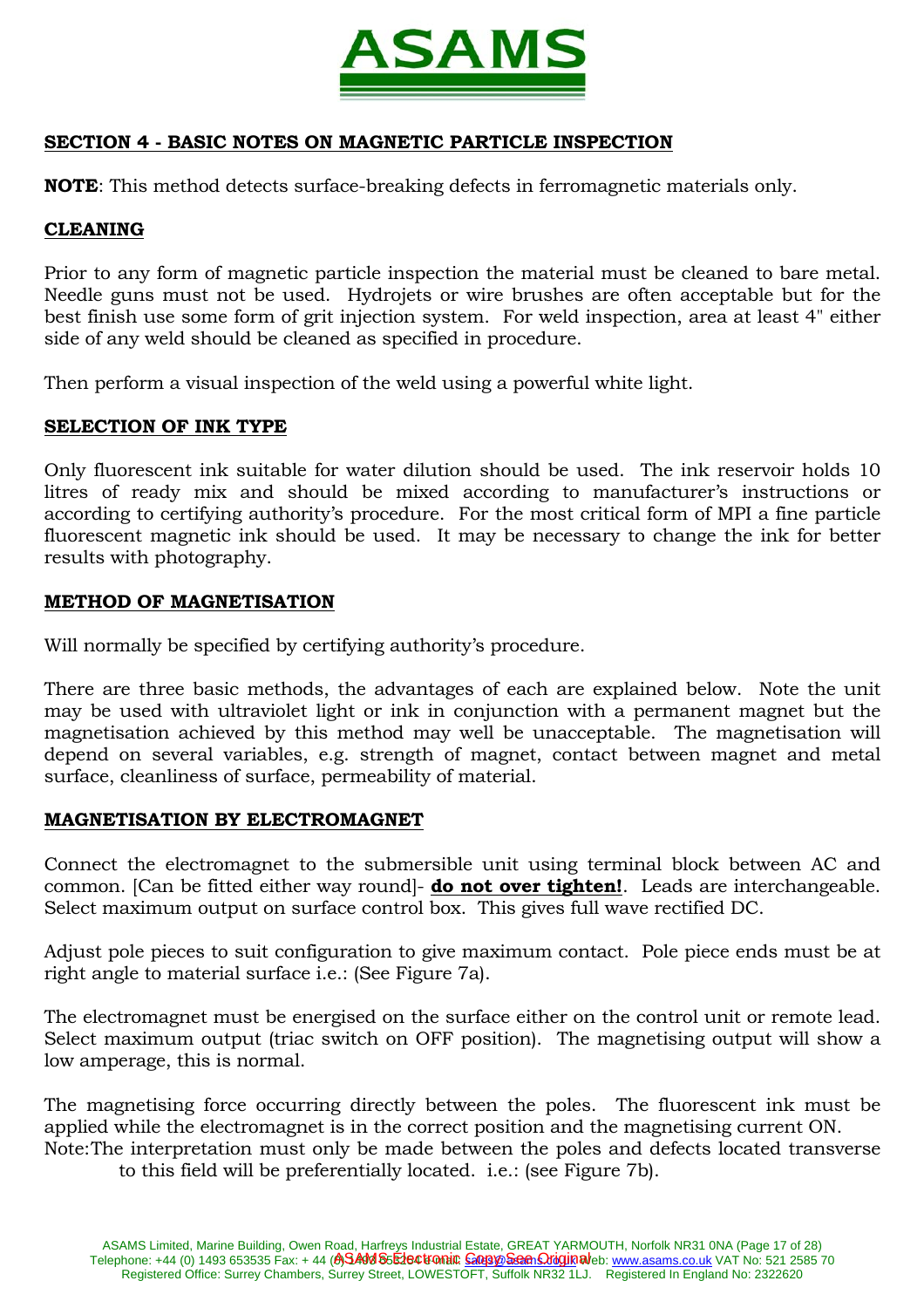## SECTION 4 - BASIC NOTES ON MAGNETIC PARTICLE INSPECTION

**NOTE**: This method detects surface-breaking defects in ferromagnetic materials only.

### CLEANING

Prior to any form of magnetic particle inspection the material must be cleaned to bare metal. Needle guns must not be used. Hydrojets or wire brushes are often acceptable but for the best finish use some form of grit injection system. For weld inspection, area at least 4" either side of any weld should be cleaned as specified in procedure.

Then perform a visual inspection of the weld using a powerful white light.

### SELECTION OF INK TYPE

Only fluorescent ink suitable for water dilution should be used. The ink reservoir holds 10 litres of ready mix and should be mixed according to manufacturer's instructions or according to certifying authority's procedure. For the most critical form of MPI a fine particle fluorescent magnetic ink should be used. It may be necessary to change the ink for better results with photography.

### METHOD OF MAGNETISATION

Will normally be specified by certifying authority's procedure.

There are three basic methods, the advantages of each are explained below. Note the unit may be used with ultraviolet light or ink in conjunction with a permanent magnet but the magnetisation achieved by this method may well be unacceptable. The magnetisation will depend on several variables, e.g. strength of magnet, contact between magnet and metal surface, cleanliness of surface, permeability of material.

### MAGNETISATION BY ELECTROMAGNET

Connect the electromagnet to the submersible unit using terminal block between AC and common. [Can be fitted either way round]- **do not over tighten!**. Leads are interchangeable. Select maximum output on surface control box. This gives full wave rectified DC.

Adjust pole pieces to suit configuration to give maximum contact. Pole piece ends must be at right angle to material surface i.e.: (See Figure 7a).

The electromagnet must be energised on the surface either on the control unit or remote lead. Select maximum output (triac switch on OFF position). The magnetising output will show a low amperage, this is normal.

The magnetising force occurring directly between the poles. The fluorescent ink must be applied while the electromagnet is in the correct position and the magnetising current ON.

Note: The interpretation must only be made between the poles and defects located transverse to this field will be preferentially located. i.e.: (see Figure 7b).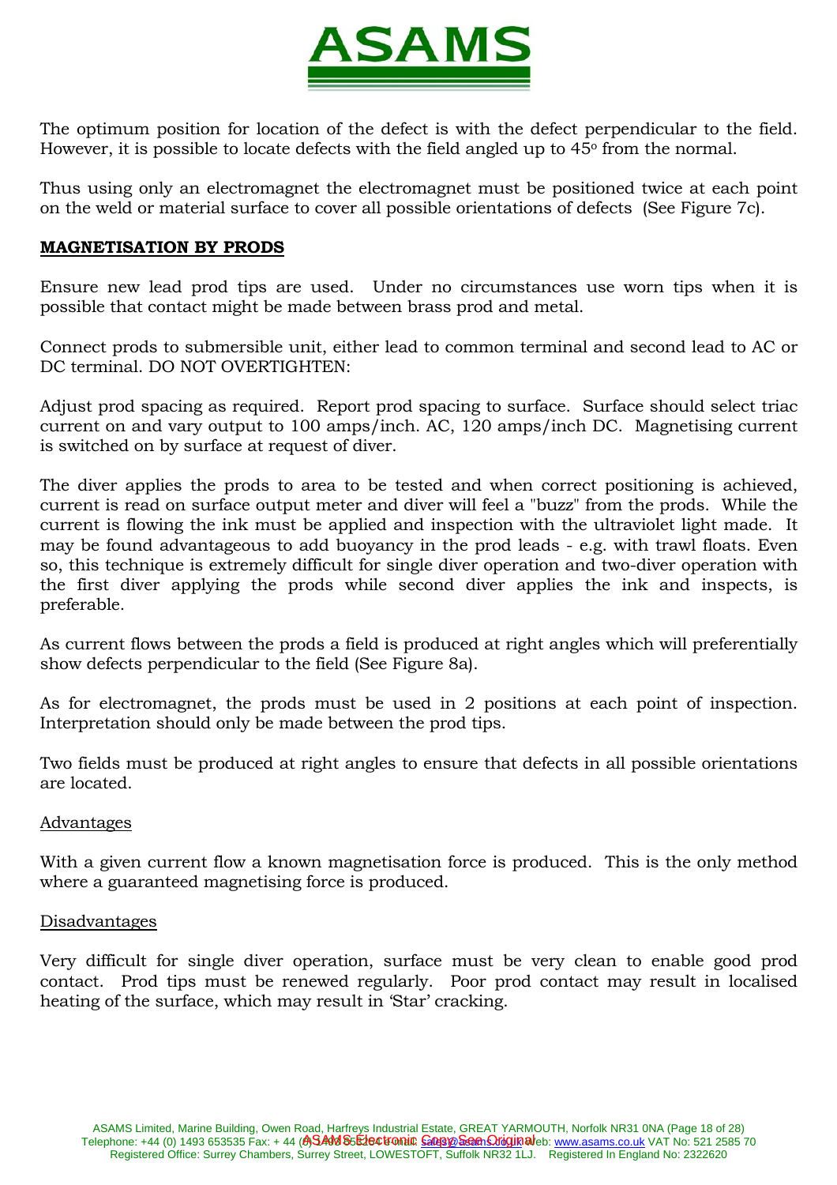The optimum position for location of the defect is with the defect perpendicular to the field. However, it is possible to locate defects with the field angled up to 45$^o$ from the normal.

Thus using only an electromagnet the electromagnet must be positioned twice at each point on the weld or material surface to cover all possible orientations of defects (See Figure 7c).

**MAGNETISATION BY PRODS**

Ensure new lead prod tips are used. Under no circumstances use worn tips when it is possible that contact might be made between brass prod and metal.

Connect prods to submersible unit, either lead to common terminal and second lead to AC or DC terminal. DO NOT OVERTIGHTEN:

Adjust prod spacing as required. Report prod spacing to surface. Surface should select triac current on and vary output to 100 amps/inch. AC, 120 amps/inch DC. Magnetising current is switched on by surface at request of diver.

The diver applies the prods to area to be tested and when correct positioning is achieved, current is read on surface output meter and diver will feel a "buzz" from the prods. While the current is flowing the ink must be applied and inspection with the ultraviolet light made. It may be found advantageous to add buoyancy in the prod leads - e.g. with trawl floats. Even so, this technique is extremely difficult for single diver operation and two-diver operation with the first diver applying the prods while second diver applies the ink and inspects, is preferable.

As current flows between the prods a field is produced at right angles which will preferentially show defects perpendicular to the field (See Figure 8a).

As for electromagnet, the prods must be used in 2 positions at each point of inspection. Interpretation should only be made between the prod tips.

Two fields must be produced at right angles to ensure that defects in all possible orientations are located.

Advantages

With a given current flow a known magnetisation force is produced. This is the only method where a guaranteed magnetising force is produced.

Disadvantages

Very difficult for single diver operation, surface must be very clean to enable good prod contact. Prod tips must be renewed regularly. Poor prod contact may result in localised heating of the surface, which may result in 'Star' cracking.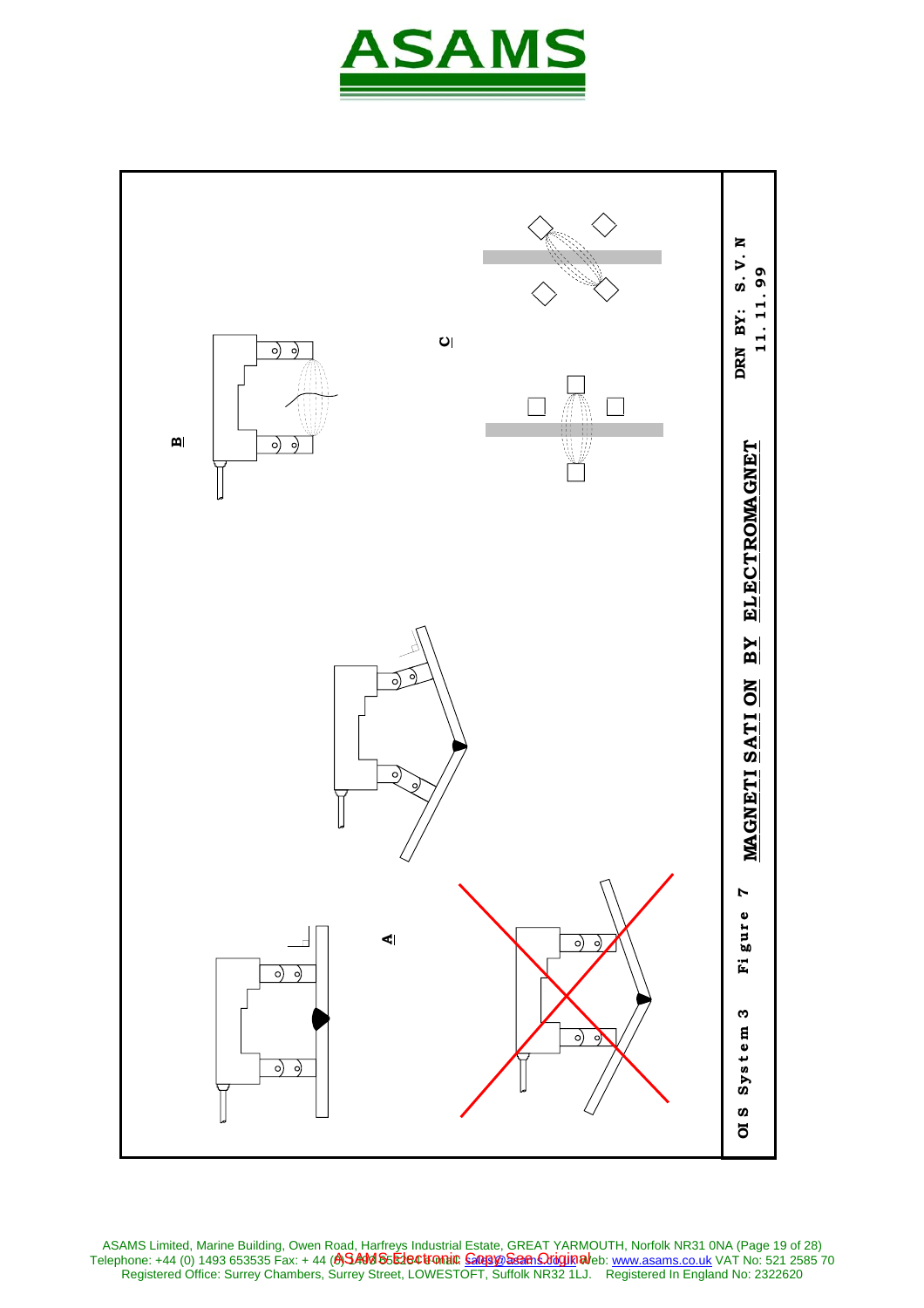A

B

C

OIS System 3 Figure 7 **MAGNETISATION BY ELECTROMAGNET**

DRN BY: S.V.N
11.11.99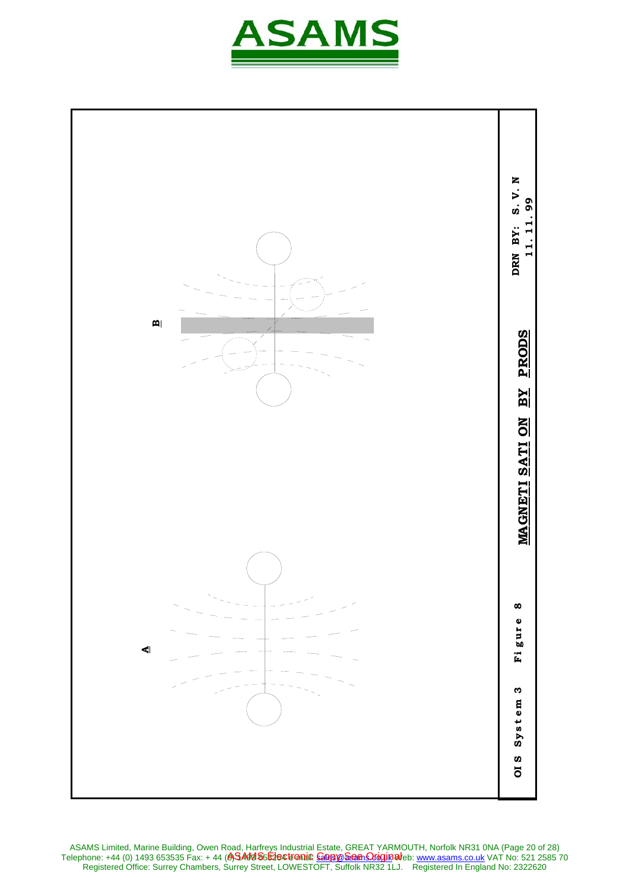B

A

DRN BY: S. V. N
11. 11. 99

**MAGNETI SATI ON BY PRODS**

OI S System 3 Figure 8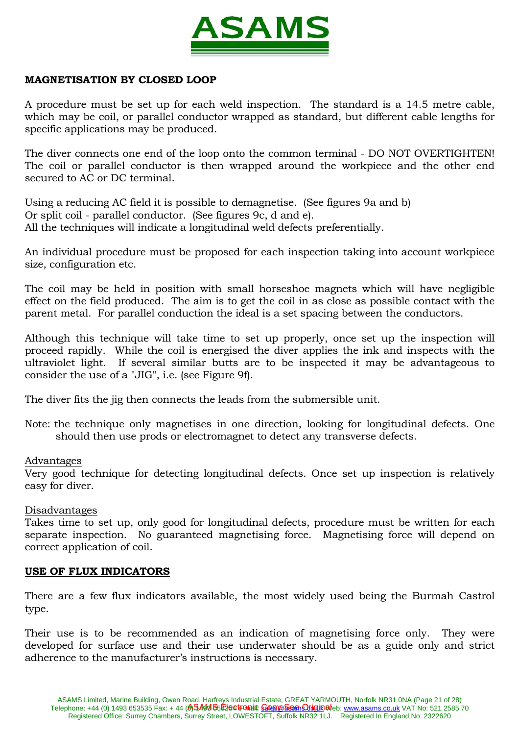## MAGNETISATION BY CLOSED LOOP

A procedure must be set up for each weld inspection. The standard is a 14.5 metre cable, which may be coil, or parallel conductor wrapped as standard, but different cable lengths for specific applications may be produced.

The diver connects one end of the loop onto the common terminal - DO NOT OVERTIGHTEN! The coil or parallel conductor is then wrapped around the workpiece and the other end secured to AC or DC terminal.

Using a reducing AC field it is possible to demagnetise. (See figures 9a and b)
Or split coil - parallel conductor. (See figures 9c, d and e).
All the techniques will indicate a longitudinal weld defects preferentially.

An individual procedure must be proposed for each inspection taking into account workpiece size, configuration etc.

The coil may be held in position with small horseshoe magnets which will have negligible effect on the field produced. The aim is to get the coil in as close as possible contact with the parent metal. For parallel conduction the ideal is a set spacing between the conductors.

Although this technique will take time to set up properly, once set up the inspection will proceed rapidly. While the coil is energised the diver applies the ink and inspects with the ultraviolet light. If several similar butts are to be inspected it may be advantageous to consider the use of a "JIG", i.e. (see Figure 9f).

The diver fits the jig then connects the leads from the submersible unit.

Note: the technique only magnetises in one direction, looking for longitudinal defects. One should then use prods or electromagnet to detect any transverse defects.

Advantages
Very good technique for detecting longitudinal defects. Once set up inspection is relatively easy for diver.

Disadvantages
Takes time to set up, only good for longitudinal defects, procedure must be written for each separate inspection. No guaranteed magnetising force. Magnetising force will depend on correct application of coil.

## USE OF FLUX INDICATORS

There are a few flux indicators available, the most widely used being the Burmah Castrol type.

Their use is to be recommended as an indication of magnetising force only. They were developed for surface use and their use underwater should be as a guide only and strict adherence to the manufacturer's instructions is necessary.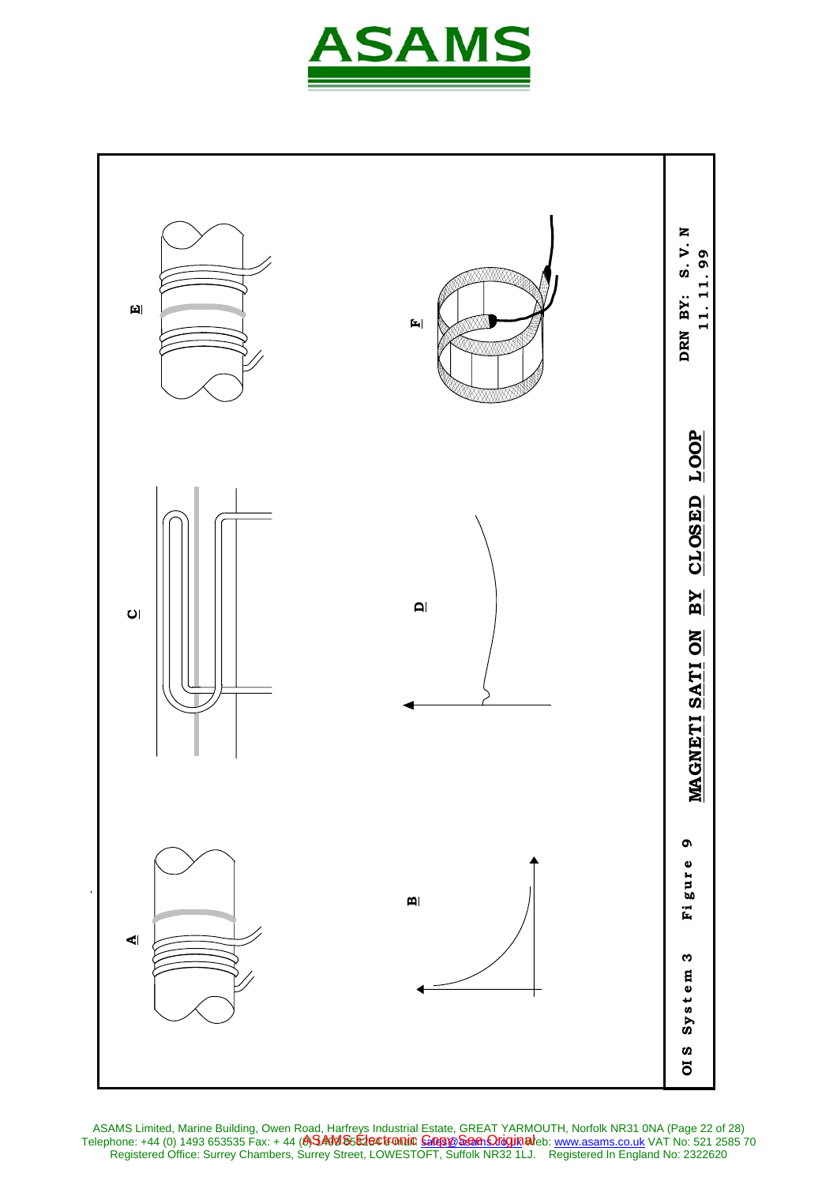A

B

C

D

E

F

OIS System 3 Figure 9 **MAGNETISATION BY CLOSED LOOP** DRN BY: S. V. N 11. 11. 99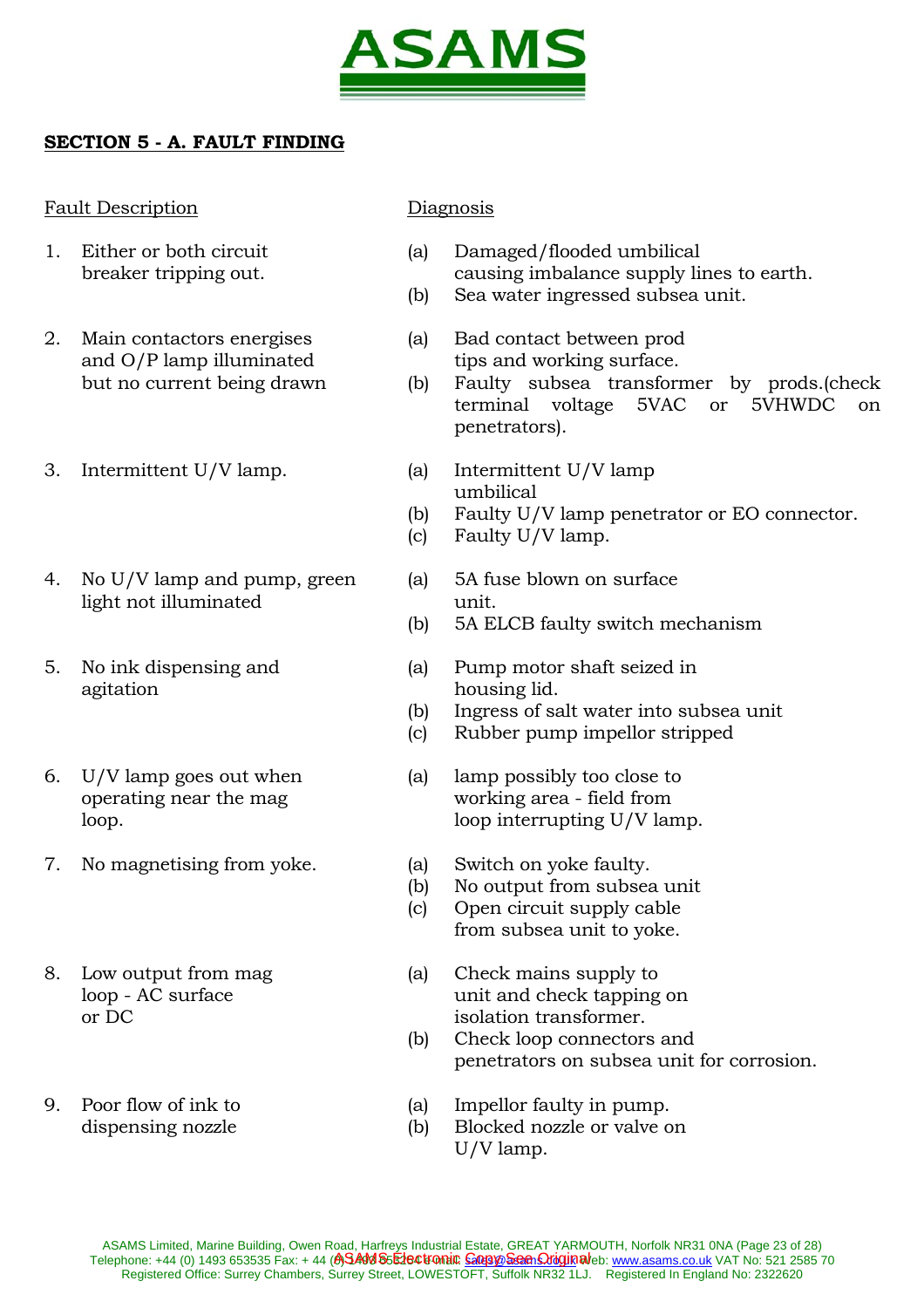## SECTION 5 - A. FAULT FINDING

| Fault Description | Diagnosis |
|---|---|
| 1. Either or both circuit breaker tripping out. | (a) Damaged/flooded umbilical causing imbalance supply lines to earth.<br>(b) Sea water ingressed subsea unit. |
| 2. Main contactors energises and O/P lamp illuminated but no current being drawn | (a) Bad contact between prod tips and working surface.<br>(b) Faulty subsea transformer by prods.(check terminal voltage 5VAC or 5VHWDC on penetrators). |
| 3. Intermittent U/V lamp. | (a) Intermittent U/V lamp umbilical<br>(b) Faulty U/V lamp penetrator or EO connector.<br>(c) Faulty U/V lamp. |
| 4. No U/V lamp and pump, green light not illuminated | (a) 5A fuse blown on surface unit.<br>(b) 5A ELCB faulty switch mechanism |
| 5. No ink dispensing and agitation | (a) Pump motor shaft seized in housing lid.<br>(b) Ingress of salt water into subsea unit<br>(c) Rubber pump impellor stripped |
| 6. U/V lamp goes out when operating near the mag loop. | (a) lamp possibly too close to working area - field from loop interrupting U/V lamp. |
| 7. No magnetising from yoke. | (a) Switch on yoke faulty.<br>(b) No output from subsea unit<br>(c) Open circuit supply cable from subsea unit to yoke. |
| 8. Low output from mag loop - AC surface or DC | (a) Check mains supply to unit and check tapping on isolation transformer.<br>(b) Check loop connectors and penetrators on subsea unit for corrosion. |
| 9. Poor flow of ink to dispensing nozzle | (a) Impellor faulty in pump.<br>(b) Blocked nozzle or valve on U/V lamp. |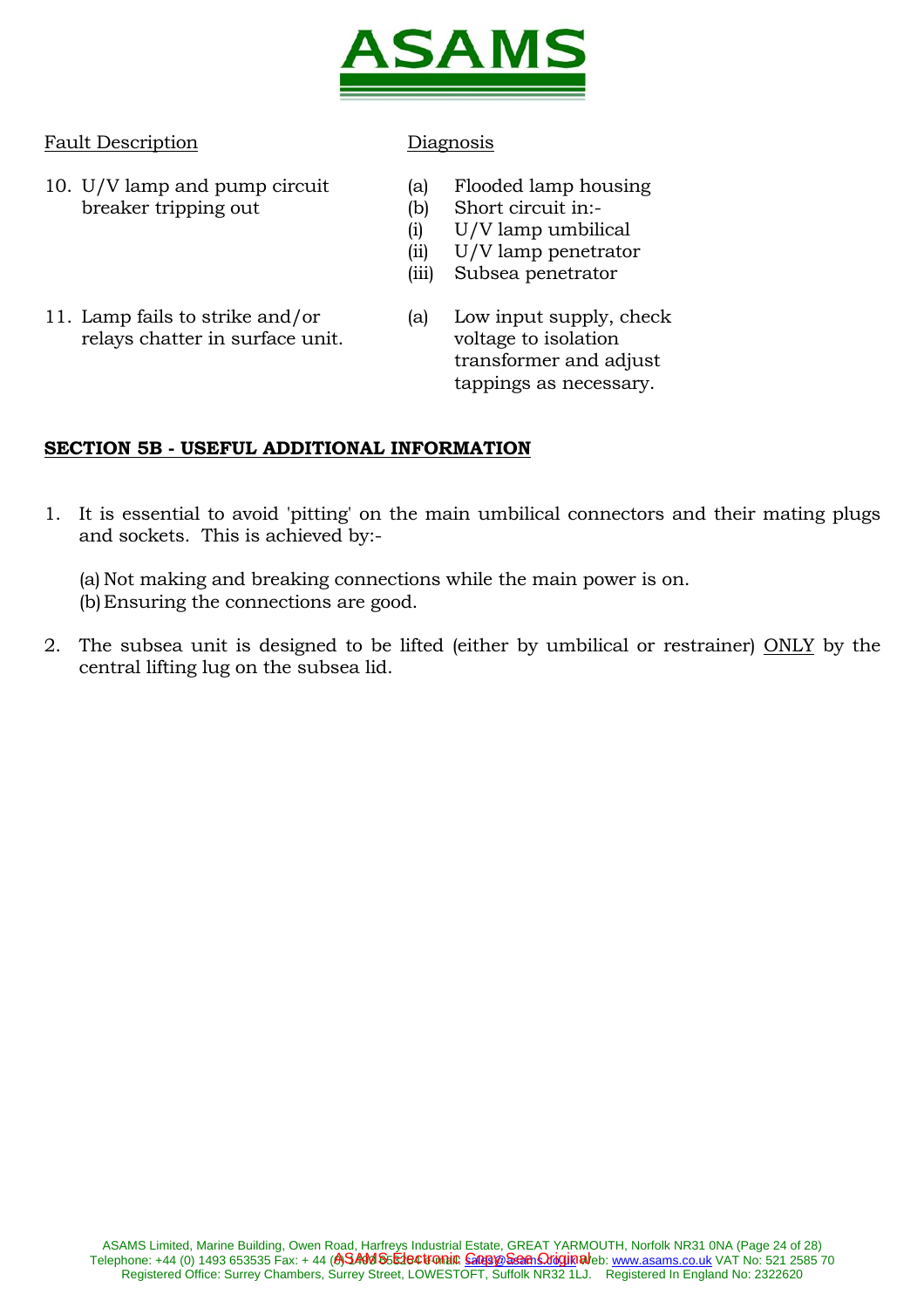| Fault Description | Diagnosis |
|---|---|
| 10. U/V lamp and pump circuit breaker tripping out | (a) Flooded lamp housing<br>(b) Short circuit in:-<br>(i) U/V lamp umbilical<br>(ii) U/V lamp penetrator<br>(iii) Subsea penetrator |
| 11. Lamp fails to strike and/or relays chatter in surface unit. | (a) Low input supply, check voltage to isolation transformer and adjust tappings as necessary. |

## SECTION 5B - USEFUL ADDITIONAL INFORMATION

1. It is essential to avoid 'pitting' on the main umbilical connectors and their mating plugs and sockets. This is achieved by:-

   (a) Not making and breaking connections while the main power is on.
   (b) Ensuring the connections are good.

2. The subsea unit is designed to be lifted (either by umbilical or restrainer) ONLY by the central lifting lug on the subsea lid.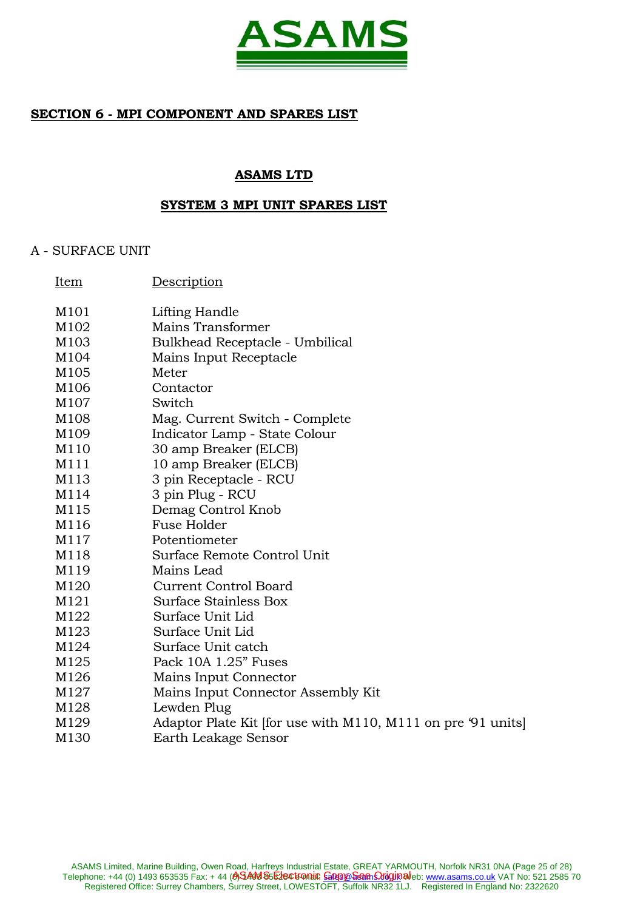ASAMS

## SECTION 6 - MPI COMPONENT AND SPARES LIST

### ASAMS LTD

### SYSTEM 3 MPI UNIT SPARES LIST

A - SURFACE UNIT

| Item | Description |
|---|---|
| M101 | Lifting Handle |
| M102 | Mains Transformer |
| M103 | Bulkhead Receptacle - Umbilical |
| M104 | Mains Input Receptacle |
| M105 | Meter |
| M106 | Contactor |
| M107 | Switch |
| M108 | Mag. Current Switch - Complete |
| M109 | Indicator Lamp - State Colour |
| M110 | 30 amp Breaker (ELCB) |
| M111 | 10 amp Breaker (ELCB) |
| M113 | 3 pin Receptacle - RCU |
| M114 | 3 pin Plug - RCU |
| M115 | Demag Control Knob |
| M116 | Fuse Holder |
| M117 | Potentiometer |
| M118 | Surface Remote Control Unit |
| M119 | Mains Lead |
| M120 | Current Control Board |
| M121 | Surface Stainless Box |
| M122 | Surface Unit Lid |
| M123 | Surface Unit Lid |
| M124 | Surface Unit catch |
| M125 | Pack 10A 1.25" Fuses |
| M126 | Mains Input Connector |
| M127 | Mains Input Connector Assembly Kit |
| M128 | Lewden Plug |
| M129 | Adaptor Plate Kit [for use with M110, M111 on pre '91 units] |
| M130 | Earth Leakage Sensor |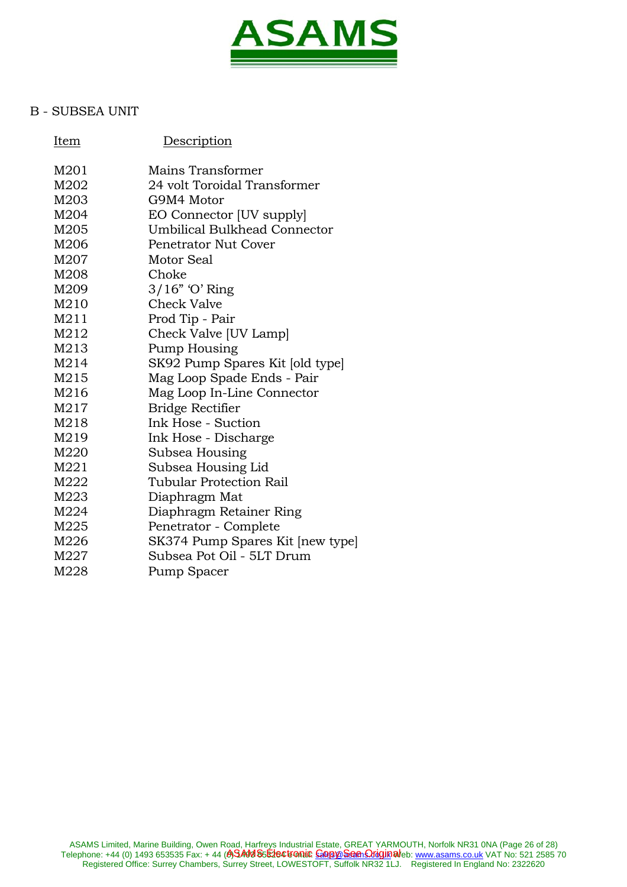ASAMS

B - SUBSEA UNIT

| Item | Description |
|---|---|
| M201 | Mains Transformer |
| M202 | 24 volt Toroidal Transformer |
| M203 | G9M4 Motor |
| M204 | EO Connector [UV supply] |
| M205 | Umbilical Bulkhead Connector |
| M206 | Penetrator Nut Cover |
| M207 | Motor Seal |
| M208 | Choke |
| M209 | 3/16" 'O' Ring |
| M210 | Check Valve |
| M211 | Prod Tip - Pair |
| M212 | Check Valve [UV Lamp] |
| M213 | Pump Housing |
| M214 | SK92 Pump Spares Kit [old type] |
| M215 | Mag Loop Spade Ends - Pair |
| M216 | Mag Loop In-Line Connector |
| M217 | Bridge Rectifier |
| M218 | Ink Hose - Suction |
| M219 | Ink Hose - Discharge |
| M220 | Subsea Housing |
| M221 | Subsea Housing Lid |
| M222 | Tubular Protection Rail |
| M223 | Diaphragm Mat |
| M224 | Diaphragm Retainer Ring |
| M225 | Penetrator - Complete |
| M226 | SK374 Pump Spares Kit [new type] |
| M227 | Subsea Pot Oil - 5LT Drum |
| M228 | Pump Spacer |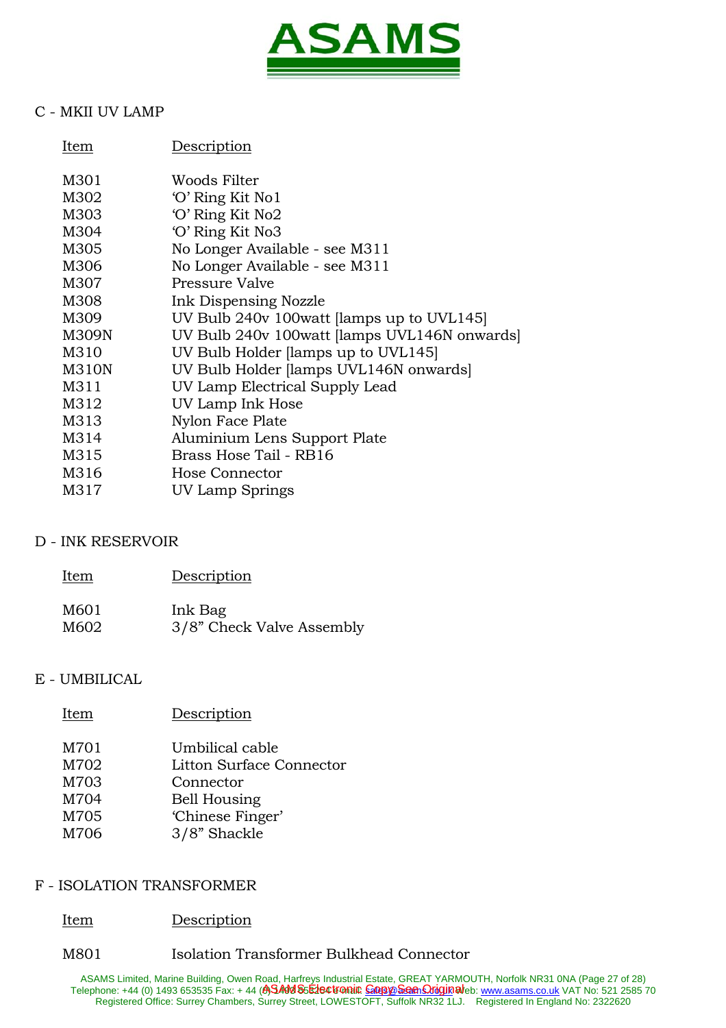# ASAMS

## C - MKII UV LAMP

| Item | Description |
|---|---|
| M301 | Woods Filter |
| M302 | 'O' Ring Kit No1 |
| M303 | 'O' Ring Kit No2 |
| M304 | 'O' Ring Kit No3 |
| M305 | No Longer Available - see M311 |
| M306 | No Longer Available - see M311 |
| M307 | Pressure Valve |
| M308 | Ink Dispensing Nozzle |
| M309 | UV Bulb 240v 100watt [lamps up to UVL145] |
| M309N | UV Bulb 240v 100watt [lamps UVL146N onwards] |
| M310 | UV Bulb Holder [lamps up to UVL145] |
| M310N | UV Bulb Holder [lamps UVL146N onwards] |
| M311 | UV Lamp Electrical Supply Lead |
| M312 | UV Lamp Ink Hose |
| M313 | Nylon Face Plate |
| M314 | Aluminium Lens Support Plate |
| M315 | Brass Hose Tail - RB16 |
| M316 | Hose Connector |
| M317 | UV Lamp Springs |

## D - INK RESERVOIR

| Item | Description |
|---|---|
| M601 | Ink Bag |
| M602 | 3/8" Check Valve Assembly |

## E - UMBILICAL

| Item | Description |
|---|---|
| M701 | Umbilical cable |
| M702 | Litton Surface Connector |
| M703 | Connector |
| M704 | Bell Housing |
| M705 | 'Chinese Finger' |
| M706 | 3/8" Shackle |

## F - ISOLATION TRANSFORMER

| Item | Description |
|---|---|
| M801 | Isolation Transformer Bulkhead Connector |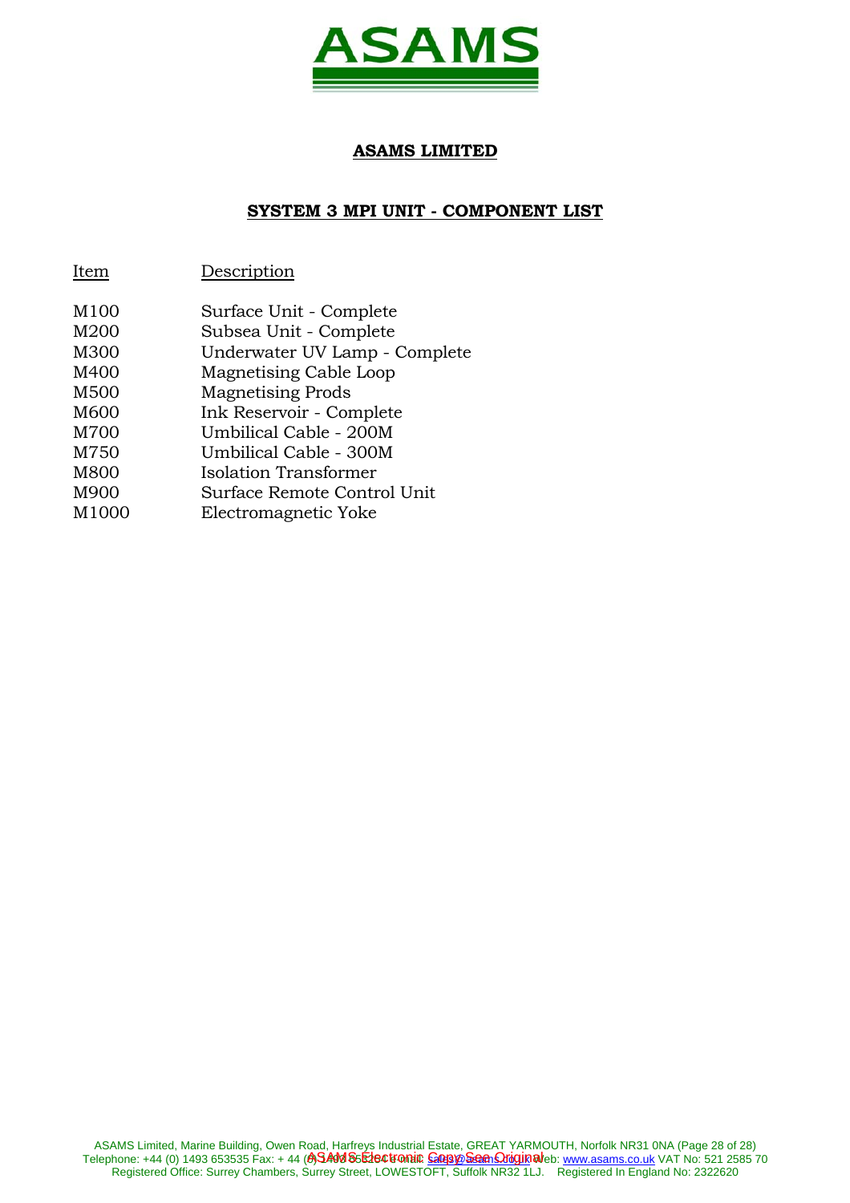# ASAMS

## ASAMS LIMITED

## SYSTEM 3 MPI UNIT - COMPONENT LIST

| Item | Description |
|---|---|
| M100 | Surface Unit - Complete |
| M200 | Subsea Unit - Complete |
| M300 | Underwater UV Lamp - Complete |
| M400 | Magnetising Cable Loop |
| M500 | Magnetising Prods |
| M600 | Ink Reservoir - Complete |
| M700 | Umbilical Cable - 200M |
| M750 | Umbilical Cable - 300M |
| M800 | Isolation Transformer |
| M900 | Surface Remote Control Unit |
| M1000 | Electromagnetic Yoke |